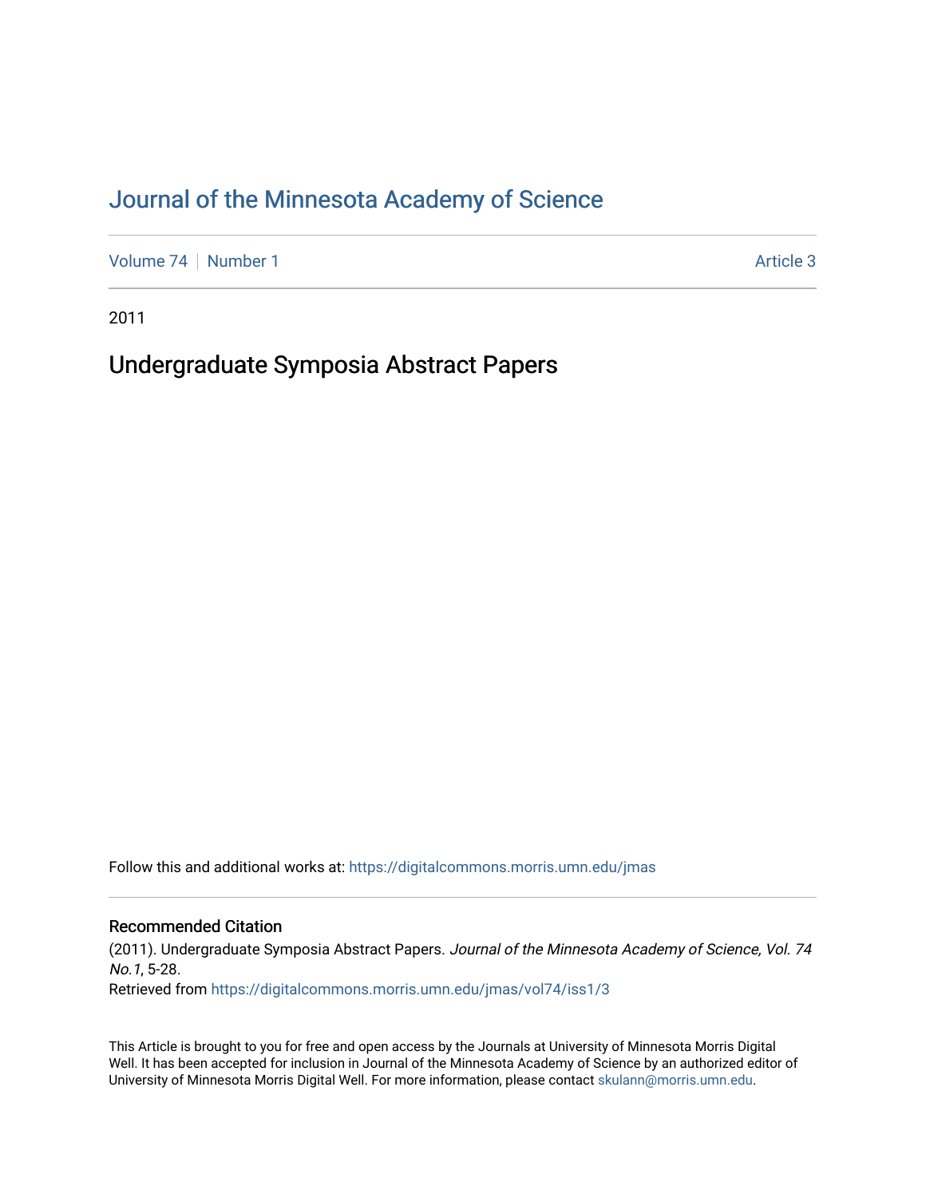# Journal of the Minnesota Academy of Science

Volume 74 | Number 1 | Article 3

2011

## Undergraduate Symposia Abstract Papers

Follow this and additional works at: https://digitalcommons.morris.umn.edu/jmas

### Recommended Citation

(2011). Undergraduate Symposia Abstract Papers. *Journal of the Minnesota Academy of Science, Vol. 74 No.1*, 5-28.

Retrieved from https://digitalcommons.morris.umn.edu/jmas/vol74/iss1/3

This Article is brought to you for free and open access by the Journals at University of Minnesota Morris Digital Well. It has been accepted for inclusion in Journal of the Minnesota Academy of Science by an authorized editor of University of Minnesota Morris Digital Well. For more information, please contact skulann@morris.umn.edu.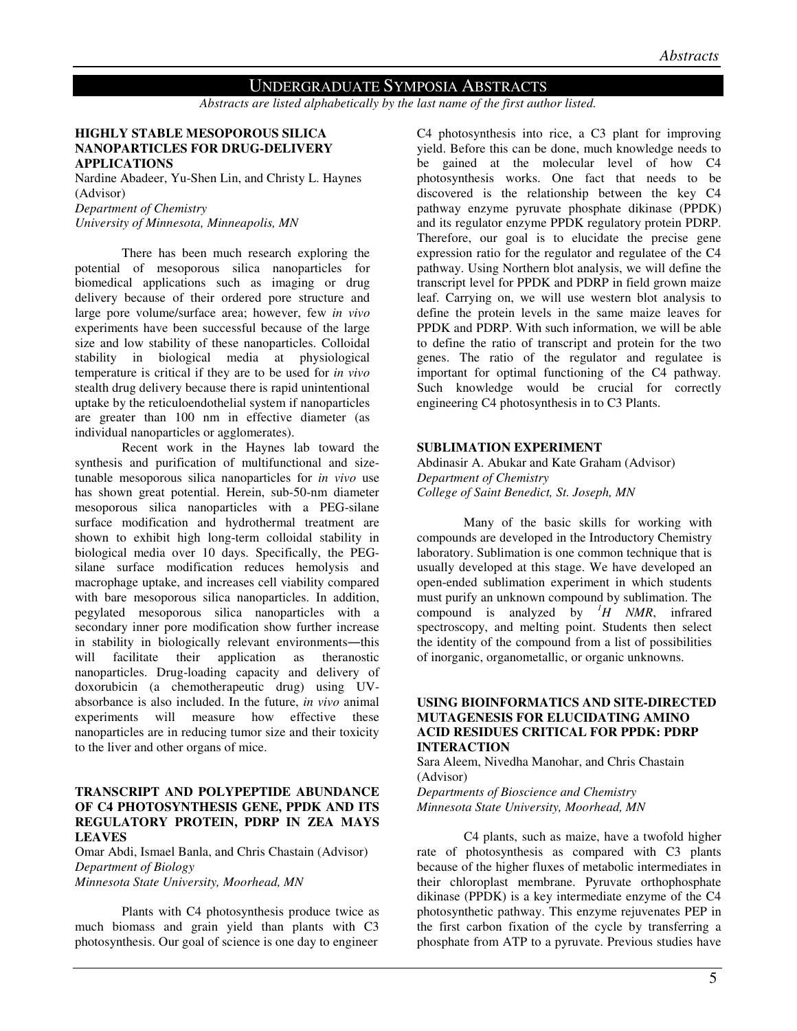# UNDERGRADUATE SYMPOSIA ABSTRACTS

*Abstracts are listed alphabetically by the last name of the first author listed.*

### HIGHLY STABLE MESOPOROUS SILICA NANOPARTICLES FOR DRUG-DELIVERY APPLICATIONS

Nardine Abadeer, Yu-Shen Lin, and Christy L. Haynes (Advisor)
*Department of Chemistry*
*University of Minnesota, Minneapolis, MN*

There has been much research exploring the potential of mesoporous silica nanoparticles for biomedical applications such as imaging or drug delivery because of their ordered pore structure and large pore volume/surface area; however, few *in vivo* experiments have been successful because of the large size and low stability of these nanoparticles. Colloidal stability in biological media at physiological temperature is critical if they are to be used for *in vivo* stealth drug delivery because there is rapid unintentional uptake by the reticuloendothelial system if nanoparticles are greater than 100 nm in effective diameter (as individual nanoparticles or agglomerates).

Recent work in the Haynes lab toward the synthesis and purification of multifunctional and size-tunable mesoporous silica nanoparticles for *in vivo* use has shown great potential. Herein, sub-50-nm diameter mesoporous silica nanoparticles with a PEG-silane surface modification and hydrothermal treatment are shown to exhibit high long-term colloidal stability in biological media over 10 days. Specifically, the PEG-silane surface modification reduces hemolysis and macrophage uptake, and increases cell viability compared with bare mesoporous silica nanoparticles. In addition, pegylated mesoporous silica nanoparticles with a secondary inner pore modification show further increase in stability in biologically relevant environments—this will facilitate their application as theranostic nanoparticles. Drug-loading capacity and delivery of doxorubicin (a chemotherapeutic drug) using UV-absorbance is also included. In the future, *in vivo* animal experiments will measure how effective these nanoparticles are in reducing tumor size and their toxicity to the liver and other organs of mice.

### TRANSCRIPT AND POLYPEPTIDE ABUNDANCE OF C4 PHOTOSYNTHESIS GENE, PPDK AND ITS REGULATORY PROTEIN, PDRP IN ZEA MAYS LEAVES

Omar Abdi, Ismael Banla, and Chris Chastain (Advisor)
*Department of Biology*
*Minnesota State University, Moorhead, MN*

Plants with C4 photosynthesis produce twice as much biomass and grain yield than plants with C3 photosynthesis. Our goal of science is one day to engineer C4 photosynthesis into rice, a C3 plant for improving yield. Before this can be done, much knowledge needs to be gained at the molecular level of how C4 photosynthesis works. One fact that needs to be discovered is the relationship between the key C4 pathway enzyme pyruvate phosphate dikinase (PPDK) and its regulator enzyme PPDK regulatory protein PDRP. Therefore, our goal is to elucidate the precise gene expression ratio for the regulator and regulatee of the C4 pathway. Using Northern blot analysis, we will define the transcript level for PPDK and PDRP in field grown maize leaf. Carrying on, we will use western blot analysis to define the protein levels in the same maize leaves for PPDK and PDRP. With such information, we will be able to define the ratio of transcript and protein for the two genes. The ratio of the regulator and regulatee is important for optimal functioning of the C4 pathway. Such knowledge would be crucial for correctly engineering C4 photosynthesis in to C3 Plants.

### SUBLIMATION EXPERIMENT

Abdinasir A. Abukar and Kate Graham (Advisor)
*Department of Chemistry*
*College of Saint Benedict, St. Joseph, MN*

Many of the basic skills for working with compounds are developed in the Introductory Chemistry laboratory. Sublimation is one common technique that is usually developed at this stage. We have developed an open-ended sublimation experiment in which students must purify an unknown compound by sublimation. The compound is analyzed by $^{1}H$ *NMR*, infrared spectroscopy, and melting point. Students then select the identity of the compound from a list of possibilities of inorganic, organometallic, or organic unknowns.

### USING BIOINFORMATICS AND SITE-DIRECTED MUTAGENESIS FOR ELUCIDATING AMINO ACID RESIDUES CRITICAL FOR PPDK: PDRP INTERACTION

Sara Aleem, Nivedha Manohar, and Chris Chastain (Advisor)
*Departments of Bioscience and Chemistry*
*Minnesota State University, Moorhead, MN*

C4 plants, such as maize, have a twofold higher rate of photosynthesis as compared with C3 plants because of the higher fluxes of metabolic intermediates in their chloroplast membrane. Pyruvate orthophosphate dikinase (PPDK) is a key intermediate enzyme of the C4 photosynthetic pathway. This enzyme rejuvenates PEP in the first carbon fixation of the cycle by transferring a phosphate from ATP to a pyruvate. Previous studies have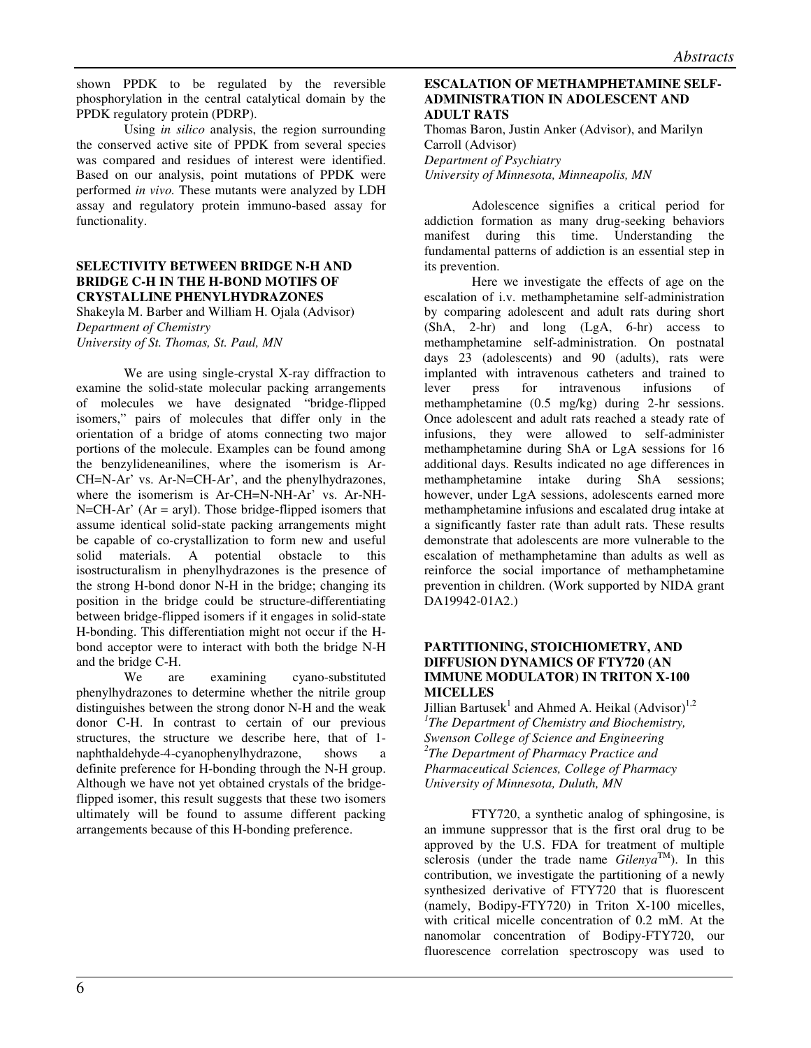shown PPDK to be regulated by the reversible phosphorylation in the central catalytical domain by the PPDK regulatory protein (PDRP).

Using *in silico* analysis, the region surrounding the conserved active site of PPDK from several species was compared and residues of interest were identified. Based on our analysis, point mutations of PPDK were performed *in vivo*. These mutants were analyzed by LDH assay and regulatory protein immuno-based assay for functionality.

### SELECTIVITY BETWEEN BRIDGE N-H AND BRIDGE C-H IN THE H-BOND MOTIFS OF CRYSTALLINE PHENYLHYDRAZONES

Shakeyla M. Barber and William H. Ojala (Advisor)
*Department of Chemistry*
*University of St. Thomas, St. Paul, MN*

We are using single-crystal X-ray diffraction to examine the solid-state molecular packing arrangements of molecules we have designated "bridge-flipped isomers," pairs of molecules that differ only in the orientation of a bridge of atoms connecting two major portions of the molecule. Examples can be found among the benzylideneanilines, where the isomerism is Ar-CH=N-Ar' vs. Ar-N=CH-Ar', and the phenylhydrazones, where the isomerism is Ar-CH=N-NH-Ar' vs. Ar-NH-N=CH-Ar' (Ar = aryl). Those bridge-flipped isomers that assume identical solid-state packing arrangements might be capable of co-crystallization to form new and useful solid materials. A potential obstacle to this isostructuralism in phenylhydrazones is the presence of the strong H-bond donor N-H in the bridge; changing its position in the bridge could be structure-differentiating between bridge-flipped isomers if it engages in solid-state H-bonding. This differentiation might not occur if the H-bond acceptor were to interact with both the bridge N-H and the bridge C-H.

We are examining cyano-substituted phenylhydrazones to determine whether the nitrile group distinguishes between the strong donor N-H and the weak donor C-H. In contrast to certain of our previous structures, the structure we describe here, that of 1-naphthaldehyde-4-cyanophenylhydrazone, shows a definite preference for H-bonding through the N-H group. Although we have not yet obtained crystals of the bridge-flipped isomer, this result suggests that these two isomers ultimately will be found to assume different packing arrangements because of this H-bonding preference.

### ESCALATION OF METHAMPHETAMINE SELF-ADMINISTRATION IN ADOLESCENT AND ADULT RATS

Thomas Baron, Justin Anker (Advisor), and Marilyn Carroll (Advisor)
*Department of Psychiatry*
*University of Minnesota, Minneapolis, MN*

Adolescence signifies a critical period for addiction formation as many drug-seeking behaviors manifest during this time. Understanding the fundamental patterns of addiction is an essential step in its prevention.

Here we investigate the effects of age on the escalation of i.v. methamphetamine self-administration by comparing adolescent and adult rats during short (ShA, 2-hr) and long (LgA, 6-hr) access to methamphetamine self-administration. On postnatal days 23 (adolescents) and 90 (adults), rats were implanted with intravenous catheters and trained to lever press for intravenous infusions of methamphetamine (0.5 mg/kg) during 2-hr sessions. Once adolescent and adult rats reached a steady rate of infusions, they were allowed to self-administer methamphetamine during ShA or LgA sessions for 16 additional days. Results indicated no age differences in methamphetamine intake during ShA sessions; however, under LgA sessions, adolescents earned more methamphetamine infusions and escalated drug intake at a significantly faster rate than adult rats. These results demonstrate that adolescents are more vulnerable to the escalation of methamphetamine than adults as well as reinforce the social importance of methamphetamine prevention in children. (Work supported by NIDA grant DA19942-01A2.)

### PARTITIONING, STOICHIOMETRY, AND DIFFUSION DYNAMICS OF FTY720 (AN IMMUNE MODULATOR) IN TRITON X-100 MICELLES

Jillian Bartusek[1] and Ahmed A. Heikal (Advisor)[1,2]
[1]*The Department of Chemistry and Biochemistry, Swenson College of Science and Engineering*
[2]*The Department of Pharmacy Practice and Pharmaceutical Sciences, College of Pharmacy*
*University of Minnesota, Duluth, MN*

FTY720, a synthetic analog of sphingosine, is an immune suppressor that is the first oral drug to be approved by the U.S. FDA for treatment of multiple sclerosis (under the trade name *Gilenya*™). In this contribution, we investigate the partitioning of a newly synthesized derivative of FTY720 that is fluorescent (namely, Bodipy-FTY720) in Triton X-100 micelles, with critical micelle concentration of 0.2 mM. At the nanomolar concentration of Bodipy-FTY720, our fluorescence correlation spectroscopy was used to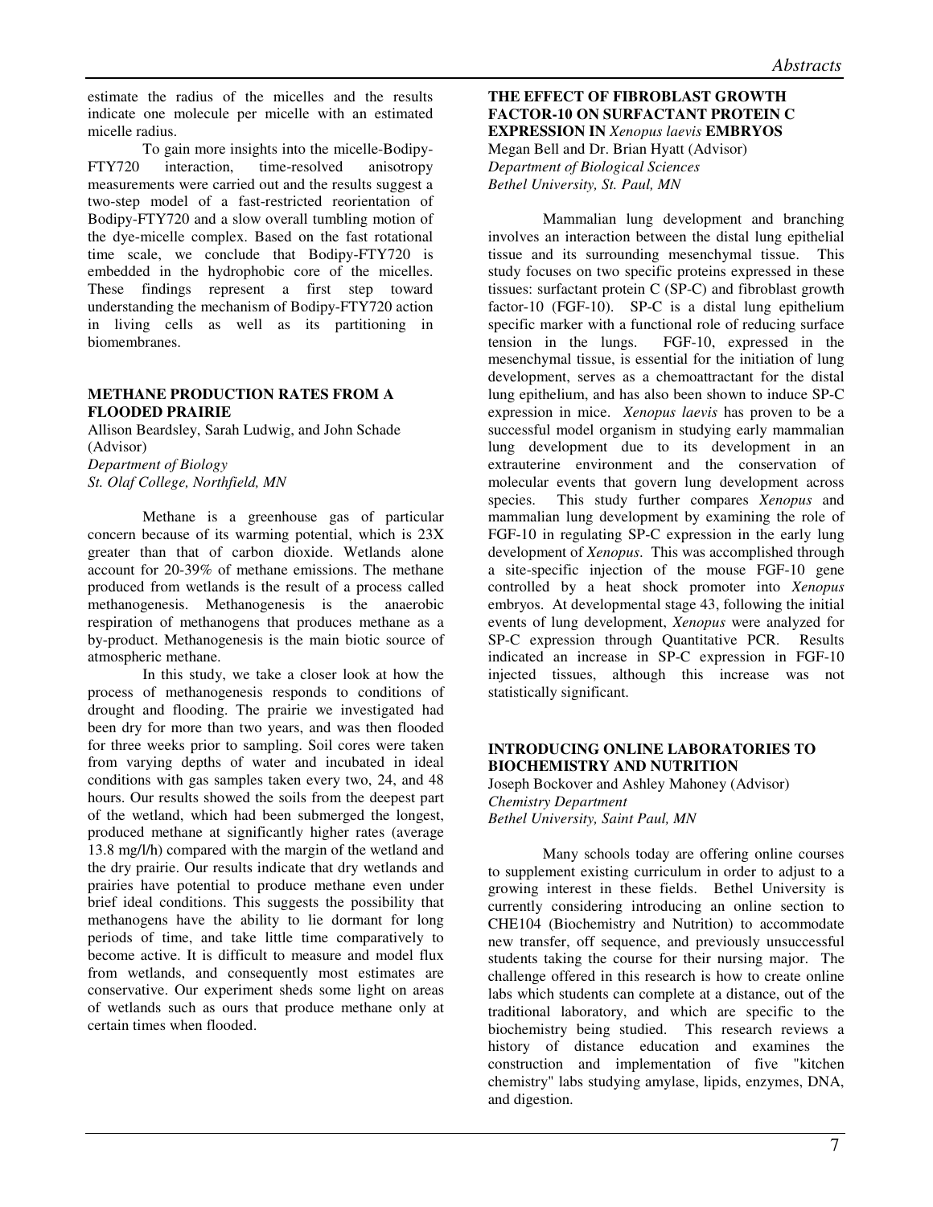estimate the radius of the micelles and the results indicate one molecule per micelle with an estimated micelle radius.

To gain more insights into the micelle-Bodipy-FTY720 interaction, time-resolved anisotropy measurements were carried out and the results suggest a two-step model of a fast-restricted reorientation of Bodipy-FTY720 and a slow overall tumbling motion of the dye-micelle complex. Based on the fast rotational time scale, we conclude that Bodipy-FTY720 is embedded in the hydrophobic core of the micelles. These findings represent a first step toward understanding the mechanism of Bodipy-FTY720 action in living cells as well as its partitioning in biomembranes.

### METHANE PRODUCTION RATES FROM A FLOODED PRAIRIE

Allison Beardsley, Sarah Ludwig, and John Schade (Advisor)
*Department of Biology*
*St. Olaf College, Northfield, MN*

Methane is a greenhouse gas of particular concern because of its warming potential, which is 23X greater than that of carbon dioxide. Wetlands alone account for 20-39% of methane emissions. The methane produced from wetlands is the result of a process called methanogenesis. Methanogenesis is the anaerobic respiration of methanogens that produces methane as a by-product. Methanogenesis is the main biotic source of atmospheric methane.

In this study, we take a closer look at how the process of methanogenesis responds to conditions of drought and flooding. The prairie we investigated had been dry for more than two years, and was then flooded for three weeks prior to sampling. Soil cores were taken from varying depths of water and incubated in ideal conditions with gas samples taken every two, 24, and 48 hours. Our results showed the soils from the deepest part of the wetland, which had been submerged the longest, produced methane at significantly higher rates (average 13.8 mg/l/h) compared with the margin of the wetland and the dry prairie. Our results indicate that dry wetlands and prairies have potential to produce methane even under brief ideal conditions. This suggests the possibility that methanogens have the ability to lie dormant for long periods of time, and take little time comparatively to become active. It is difficult to measure and model flux from wetlands, and consequently most estimates are conservative. Our experiment sheds some light on areas of wetlands such as ours that produce methane only at certain times when flooded.

### THE EFFECT OF FIBROBLAST GROWTH FACTOR-10 ON SURFACTANT PROTEIN C EXPRESSION IN *Xenopus laevis* EMBRYOS

Megan Bell and Dr. Brian Hyatt (Advisor)
*Department of Biological Sciences*
*Bethel University, St. Paul, MN*

Mammalian lung development and branching involves an interaction between the distal lung epithelial tissue and its surrounding mesenchymal tissue. This study focuses on two specific proteins expressed in these tissues: surfactant protein C (SP-C) and fibroblast growth factor-10 (FGF-10). SP-C is a distal lung epithelium specific marker with a functional role of reducing surface tension in the lungs. FGF-10, expressed in the mesenchymal tissue, is essential for the initiation of lung development, serves as a chemoattractant for the distal lung epithelium, and has also been shown to induce SP-C expression in mice. *Xenopus laevis* has proven to be a successful model organism in studying early mammalian lung development due to its development in an extrauterine environment and the conservation of molecular events that govern lung development across species. This study further compares *Xenopus* and mammalian lung development by examining the role of FGF-10 in regulating SP-C expression in the early lung development of *Xenopus*. This was accomplished through a site-specific injection of the mouse FGF-10 gene controlled by a heat shock promoter into *Xenopus* embryos. At developmental stage 43, following the initial events of lung development, *Xenopus* were analyzed for SP-C expression through Quantitative PCR. Results indicated an increase in SP-C expression in FGF-10 injected tissues, although this increase was not statistically significant.

### INTRODUCING ONLINE LABORATORIES TO BIOCHEMISTRY AND NUTRITION

Joseph Bockover and Ashley Mahoney (Advisor)
*Chemistry Department*
*Bethel University, Saint Paul, MN*

Many schools today are offering online courses to supplement existing curriculum in order to adjust to a growing interest in these fields. Bethel University is currently considering introducing an online section to CHE104 (Biochemistry and Nutrition) to accommodate new transfer, off sequence, and previously unsuccessful students taking the course for their nursing major. The challenge offered in this research is how to create online labs which students can complete at a distance, out of the traditional laboratory, and which are specific to the biochemistry being studied. This research reviews a history of distance education and examines the construction and implementation of five "kitchen chemistry" labs studying amylase, lipids, enzymes, DNA, and digestion.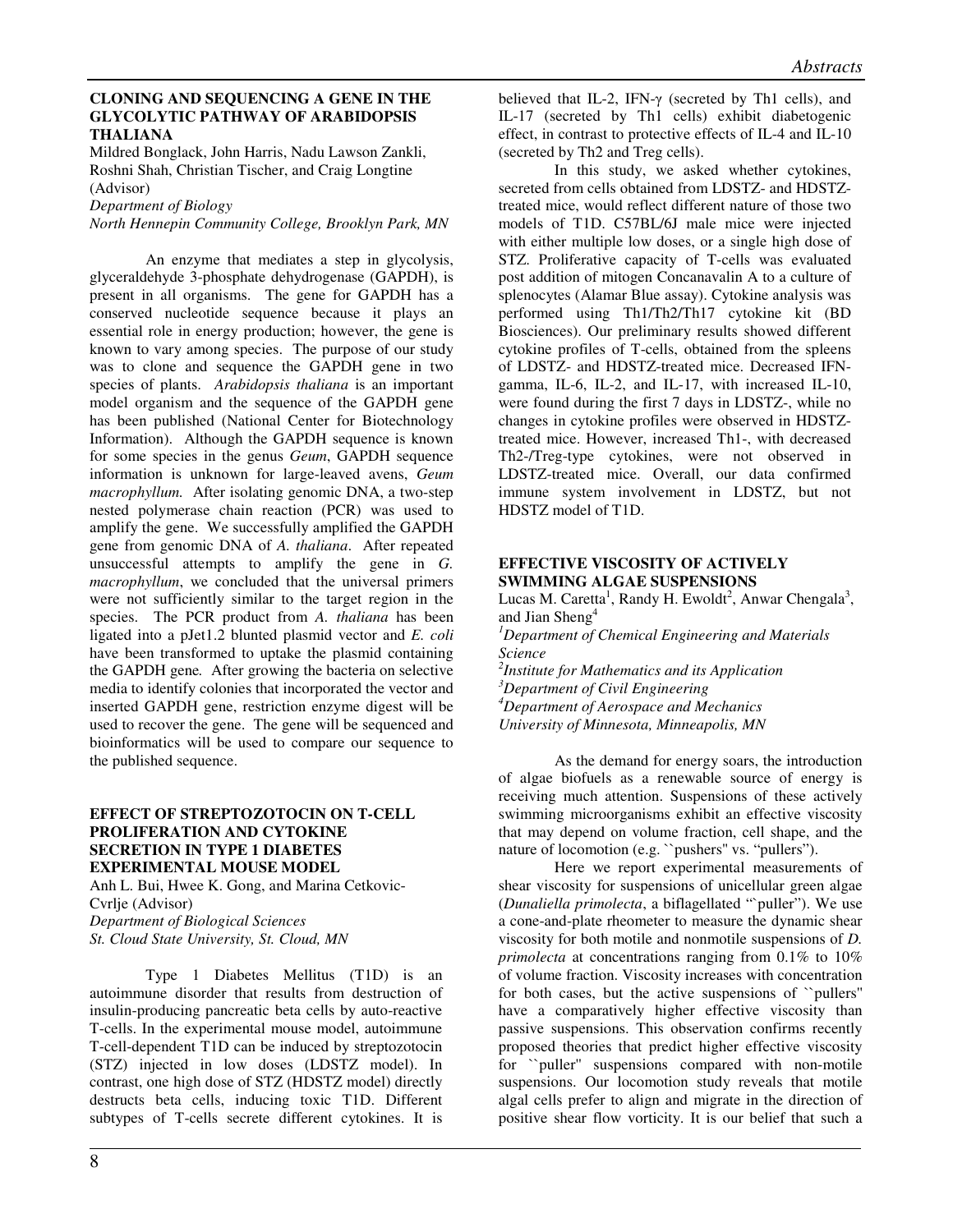### CLONING AND SEQUENCING A GENE IN THE GLYCOLYTIC PATHWAY OF ARABIDOPSIS THALIANA

Mildred Bonglack, John Harris, Nadu Lawson Zankli, Roshni Shah, Christian Tischer, and Craig Longtine (Advisor)
*Department of Biology*
*North Hennepin Community College, Brooklyn Park, MN*

An enzyme that mediates a step in glycolysis, glyceraldehyde 3-phosphate dehydrogenase (GAPDH), is present in all organisms. The gene for GAPDH has a conserved nucleotide sequence because it plays an essential role in energy production; however, the gene is known to vary among species. The purpose of our study was to clone and sequence the GAPDH gene in two species of plants. *Arabidopsis thaliana* is an important model organism and the sequence of the GAPDH gene has been published (National Center for Biotechnology Information). Although the GAPDH sequence is known for some species in the genus *Geum*, GAPDH sequence information is unknown for large-leaved avens, *Geum macrophyllum.* After isolating genomic DNA, a two-step nested polymerase chain reaction (PCR) was used to amplify the gene. We successfully amplified the GAPDH gene from genomic DNA of *A. thaliana*. After repeated unsuccessful attempts to amplify the gene in *G. macrophyllum*, we concluded that the universal primers were not sufficiently similar to the target region in the species. The PCR product from *A. thaliana* has been ligated into a pJet1.2 blunted plasmid vector and *E. coli* have been transformed to uptake the plasmid containing the GAPDH gene*.* After growing the bacteria on selective media to identify colonies that incorporated the vector and inserted GAPDH gene, restriction enzyme digest will be used to recover the gene. The gene will be sequenced and bioinformatics will be used to compare our sequence to the published sequence.

### EFFECT OF STREPTOZOTOCIN ON T-CELL PROLIFERATION AND CYTOKINE SECRETION IN TYPE 1 DIABETES EXPERIMENTAL MOUSE MODEL

Anh L. Bui, Hwee K. Gong, and Marina Cetkovic-Cvrlje (Advisor)
*Department of Biological Sciences*
*St. Cloud State University, St. Cloud, MN*

Type 1 Diabetes Mellitus (T1D) is an autoimmune disorder that results from destruction of insulin-producing pancreatic beta cells by auto-reactive T-cells. In the experimental mouse model, autoimmune T-cell-dependent T1D can be induced by streptozotocin (STZ) injected in low doses (LDSTZ model). In contrast, one high dose of STZ (HDSTZ model) directly destructs beta cells, inducing toxic T1D. Different subtypes of T-cells secrete different cytokines. It is believed that IL-2, IFN-γ (secreted by Th1 cells), and IL-17 (secreted by Th1 cells) exhibit diabetogenic effect, in contrast to protective effects of IL-4 and IL-10 (secreted by Th2 and Treg cells).

In this study, we asked whether cytokines, secreted from cells obtained from LDSTZ- and HDSTZ-treated mice, would reflect different nature of those two models of T1D. C57BL/6J male mice were injected with either multiple low doses, or a single high dose of STZ. Proliferative capacity of T-cells was evaluated post addition of mitogen Concanavalin A to a culture of splenocytes (Alamar Blue assay). Cytokine analysis was performed using Th1/Th2/Th17 cytokine kit (BD Biosciences). Our preliminary results showed different cytokine profiles of T-cells, obtained from the spleens of LDSTZ- and HDSTZ-treated mice. Decreased IFN-gamma, IL-6, IL-2, and IL-17, with increased IL-10, were found during the first 7 days in LDSTZ-, while no changes in cytokine profiles were observed in HDSTZ-treated mice. However, increased Th1-, with decreased Th2-/Treg-type cytokines, were not observed in LDSTZ-treated mice. Overall, our data confirmed immune system involvement in LDSTZ, but not HDSTZ model of T1D.

### EFFECTIVE VISCOSITY OF ACTIVELY SWIMMING ALGAE SUSPENSIONS

Lucas M. Caretta[1], Randy H. Ewoldt[2], Anwar Chengala[3], and Jian Sheng[4]
[1]*Department of Chemical Engineering and Materials Science*
[2]*Institute for Mathematics and its Application*
[3]*Department of Civil Engineering*
[4]*Department of Aerospace and Mechanics*
*University of Minnesota, Minneapolis, MN*

As the demand for energy soars, the introduction of algae biofuels as a renewable source of energy is receiving much attention. Suspensions of these actively swimming microorganisms exhibit an effective viscosity that may depend on volume fraction, cell shape, and the nature of locomotion (e.g. ``pushers" vs. "pullers").

Here we report experimental measurements of shear viscosity for suspensions of unicellular green algae (*Dunaliella primolecta*, a biflagellated "`puller"). We use a cone-and-plate rheometer to measure the dynamic shear viscosity for both motile and nonmotile suspensions of *D. primolecta* at concentrations ranging from 0.1% to 10% of volume fraction. Viscosity increases with concentration for both cases, but the active suspensions of ``pullers" have a comparatively higher effective viscosity than passive suspensions. This observation confirms recently proposed theories that predict higher effective viscosity for ``puller" suspensions compared with non-motile suspensions. Our locomotion study reveals that motile algal cells prefer to align and migrate in the direction of positive shear flow vorticity. It is our belief that such a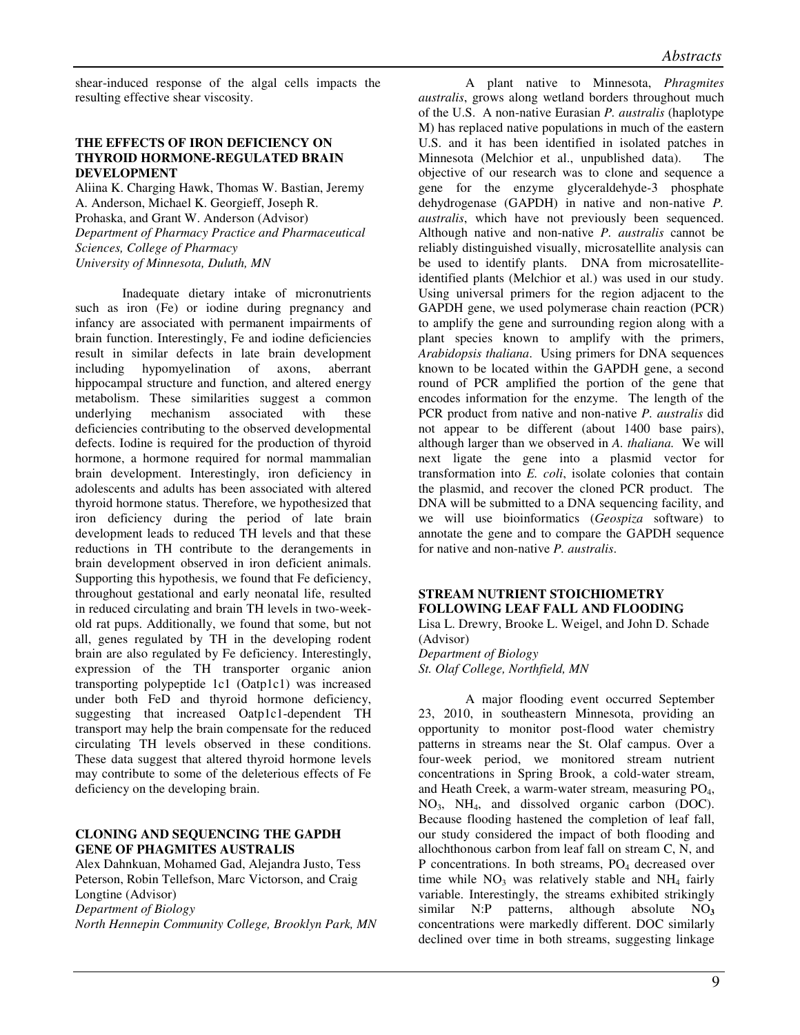shear-induced response of the algal cells impacts the resulting effective shear viscosity.

### THE EFFECTS OF IRON DEFICIENCY ON THYROID HORMONE-REGULATED BRAIN DEVELOPMENT

Aliina K. Charging Hawk, Thomas W. Bastian, Jeremy A. Anderson, Michael K. Georgieff, Joseph R. Prohaska, and Grant W. Anderson (Advisor)
*Department of Pharmacy Practice and Pharmaceutical Sciences, College of Pharmacy*
*University of Minnesota, Duluth, MN*

Inadequate dietary intake of micronutrients such as iron (Fe) or iodine during pregnancy and infancy are associated with permanent impairments of brain function. Interestingly, Fe and iodine deficiencies result in similar defects in late brain development including hypomyelination of axons, aberrant hippocampal structure and function, and altered energy metabolism. These similarities suggest a common underlying mechanism associated with these deficiencies contributing to the observed developmental defects. Iodine is required for the production of thyroid hormone, a hormone required for normal mammalian brain development. Interestingly, iron deficiency in adolescents and adults has been associated with altered thyroid hormone status. Therefore, we hypothesized that iron deficiency during the period of late brain development leads to reduced TH levels and that these reductions in TH contribute to the derangements in brain development observed in iron deficient animals. Supporting this hypothesis, we found that Fe deficiency, throughout gestational and early neonatal life, resulted in reduced circulating and brain TH levels in two-week-old rat pups. Additionally, we found that some, but not all, genes regulated by TH in the developing rodent brain are also regulated by Fe deficiency. Interestingly, expression of the TH transporter organic anion transporting polypeptide 1c1 (Oatp1c1) was increased under both FeD and thyroid hormone deficiency, suggesting that increased Oatp1c1-dependent TH transport may help the brain compensate for the reduced circulating TH levels observed in these conditions. These data suggest that altered thyroid hormone levels may contribute to some of the deleterious effects of Fe deficiency on the developing brain.

### CLONING AND SEQUENCING THE GAPDH GENE OF PHAGMITES AUSTRALIS

Alex Dahnkuan, Mohamed Gad, Alejandra Justo, Tess Peterson, Robin Tellefson, Marc Victorson, and Craig Longtine (Advisor)
*Department of Biology*
*North Hennepin Community College, Brooklyn Park, MN*

A plant native to Minnesota, *Phragmites australis*, grows along wetland borders throughout much of the U.S. A non-native Eurasian *P. australis* (haplotype M) has replaced native populations in much of the eastern U.S. and it has been identified in isolated patches in Minnesota (Melchior et al., unpublished data). The objective of our research was to clone and sequence a gene for the enzyme glyceraldehyde-3 phosphate dehydrogenase (GAPDH) in native and non-native *P. australis*, which have not previously been sequenced. Although native and non-native *P. australis* cannot be reliably distinguished visually, microsatellite analysis can be used to identify plants. DNA from microsatellite-identified plants (Melchior et al.) was used in our study. Using universal primers for the region adjacent to the GAPDH gene, we used polymerase chain reaction (PCR) to amplify the gene and surrounding region along with a plant species known to amplify with the primers, *Arabidopsis thaliana*. Using primers for DNA sequences known to be located within the GAPDH gene, a second round of PCR amplified the portion of the gene that encodes information for the enzyme. The length of the PCR product from native and non-native *P. australis* did not appear to be different (about 1400 base pairs), although larger than we observed in *A. thaliana.* We will next ligate the gene into a plasmid vector for transformation into *E. coli*, isolate colonies that contain the plasmid, and recover the cloned PCR product. The DNA will be submitted to a DNA sequencing facility, and we will use bioinformatics (*Geospiza* software) to annotate the gene and to compare the GAPDH sequence for native and non-native *P. australis*.

### STREAM NUTRIENT STOICHIOMETRY FOLLOWING LEAF FALL AND FLOODING

Lisa L. Drewry, Brooke L. Weigel, and John D. Schade (Advisor)
*Department of Biology*
*St. Olaf College, Northfield, MN*

A major flooding event occurred September 23, 2010, in southeastern Minnesota, providing an opportunity to monitor post-flood water chemistry patterns in streams near the St. Olaf campus. Over a four-week period, we monitored stream nutrient concentrations in Spring Brook, a cold-water stream, and Heath Creek, a warm-water stream, measuring $PO_4$, $NO_3$, $NH_4$, and dissolved organic carbon (DOC). Because flooding hastened the completion of leaf fall, our study considered the impact of both flooding and allochthonous carbon from leaf fall on stream C, N, and P concentrations. In both streams, $PO_4$ decreased over time while $NO_3$ was relatively stable and $NH_4$ fairly variable. Interestingly, the streams exhibited strikingly similar N:P patterns, although absolute $NO_3$ concentrations were markedly different. DOC similarly declined over time in both streams, suggesting linkage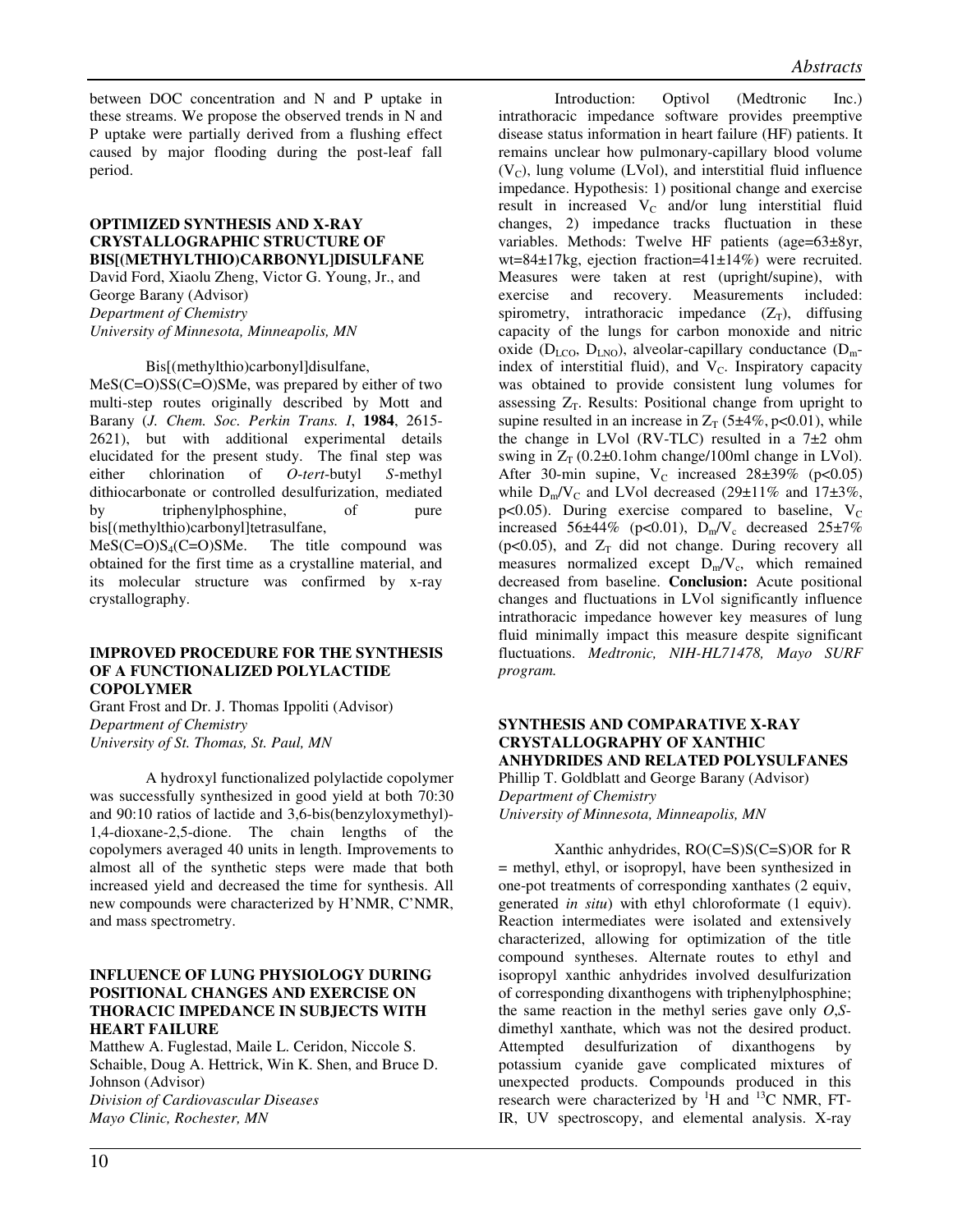between DOC concentration and N and P uptake in these streams. We propose the observed trends in N and P uptake were partially derived from a flushing effect caused by major flooding during the post-leaf fall period.

### OPTIMIZED SYNTHESIS AND X-RAY CRYSTALLOGRAPHIC STRUCTURE OF BIS[(METHYLTHIO)CARBONYL]DISULFANE

David Ford, Xiaolu Zheng, Victor G. Young, Jr., and George Barany (Advisor)
*Department of Chemistry*
*University of Minnesota, Minneapolis, MN*

Bis[(methylthio)carbonyl]disulfane, MeS(C=O)SS(C=O)SMe, was prepared by either of two multi-step routes originally described by Mott and Barany (*J. Chem. Soc. Perkin Trans. I*, **1984**, 2615-2621), but with additional experimental details elucidated for the present study. The final step was either chlorination of *O-tert*-butyl *S*-methyl dithiocarbonate or controlled desulfurization, mediated by triphenylphosphine, of pure bis[(methylthio)carbonyl]tetrasulfane, MeS(C=O)$S_4$(C=O)SMe. The title compound was obtained for the first time as a crystalline material, and its molecular structure was confirmed by x-ray crystallography.

### IMPROVED PROCEDURE FOR THE SYNTHESIS OF A FUNCTIONALIZED POLYLACTIDE COPOLYMER

Grant Frost and Dr. J. Thomas Ippoliti (Advisor)
*Department of Chemistry*
*University of St. Thomas, St. Paul, MN*

A hydroxyl functionalized polylactide copolymer was successfully synthesized in good yield at both 70:30 and 90:10 ratios of lactide and 3,6-bis(benzyloxymethyl)-1,4-dioxane-2,5-dione. The chain lengths of the copolymers averaged 40 units in length. Improvements to almost all of the synthetic steps were made that both increased yield and decreased the time for synthesis. All new compounds were characterized by H'NMR, C'NMR, and mass spectrometry.

### INFLUENCE OF LUNG PHYSIOLOGY DURING POSITIONAL CHANGES AND EXERCISE ON THORACIC IMPEDANCE IN SUBJECTS WITH HEART FAILURE

Matthew A. Fuglestad, Maile L. Ceridon, Niccole S. Schaible, Doug A. Hettrick, Win K. Shen, and Bruce D. Johnson (Advisor)
*Division of Cardiovascular Diseases*
*Mayo Clinic, Rochester, MN*

Introduction: Optivol (Medtronic Inc.) intrathoracic impedance software provides preemptive disease status information in heart failure (HF) patients. It remains unclear how pulmonary-capillary blood volume ($V_C$), lung volume (LVol), and interstitial fluid influence impedance. Hypothesis: 1) positional change and exercise result in increased $V_C$ and/or lung interstitial fluid changes, 2) impedance tracks fluctuation in these variables. Methods: Twelve HF patients (age=63±8yr, wt=84±17kg, ejection fraction=41±14%) were recruited. Measures were taken at rest (upright/supine), with exercise and recovery. Measurements included: spirometry, intrathoracic impedance ($Z_T$), diffusing capacity of the lungs for carbon monoxide and nitric oxide ($D_{LCO}$, $D_{LNO}$), alveolar-capillary conductance ($D_m$-index of interstitial fluid), and $V_C$. Inspiratory capacity was obtained to provide consistent lung volumes for assessing $Z_T$. Results: Positional change from upright to supine resulted in an increase in $Z_T$ (5±4%, $p<0.01$), while the change in LVol (RV-TLC) resulted in a 7±2 ohm swing in $Z_T$ (0.2±0.1ohm change/100ml change in LVol). After 30-min supine, $V_C$ increased 28±39% ($p<0.05$) while $D_m/V_C$ and LVol decreased (29±11% and 17±3%, $p<0.05$). During exercise compared to baseline, $V_C$ increased 56±44% ($p<0.01$), $D_m/V_c$ decreased 25±7% ($p<0.05$), and $Z_T$ did not change. During recovery all measures normalized except $D_m/V_c$, which remained decreased from baseline. **Conclusion:** Acute positional changes and fluctuations in LVol significantly influence intrathoracic impedance however key measures of lung fluid minimally impact this measure despite significant fluctuations. *Medtronic, NIH-HL71478, Mayo SURF program.*

### SYNTHESIS AND COMPARATIVE X-RAY CRYSTALLOGRAPHY OF XANTHIC ANHYDRIDES AND RELATED POLYSULFANES

Phillip T. Goldblatt and George Barany (Advisor)
*Department of Chemistry*
*University of Minnesota, Minneapolis, MN*

Xanthic anhydrides, RO(C=S)S(C=S)OR for R = methyl, ethyl, or isopropyl, have been synthesized in one-pot treatments of corresponding xanthates (2 equiv, generated *in situ*) with ethyl chloroformate (1 equiv). Reaction intermediates were isolated and extensively characterized, allowing for optimization of the title compound syntheses. Alternate routes to ethyl and isopropyl xanthic anhydrides involved desulfurization of corresponding dixanthogens with triphenylphosphine; the same reaction in the methyl series gave only *O,S*-dimethyl xanthate, which was not the desired product. Attempted desulfurization of dixanthogens by potassium cyanide gave complicated mixtures of unexpected products. Compounds produced in this research were characterized by $^1H$ and $^{13}C$ NMR, FT-IR, UV spectroscopy, and elemental analysis. X-ray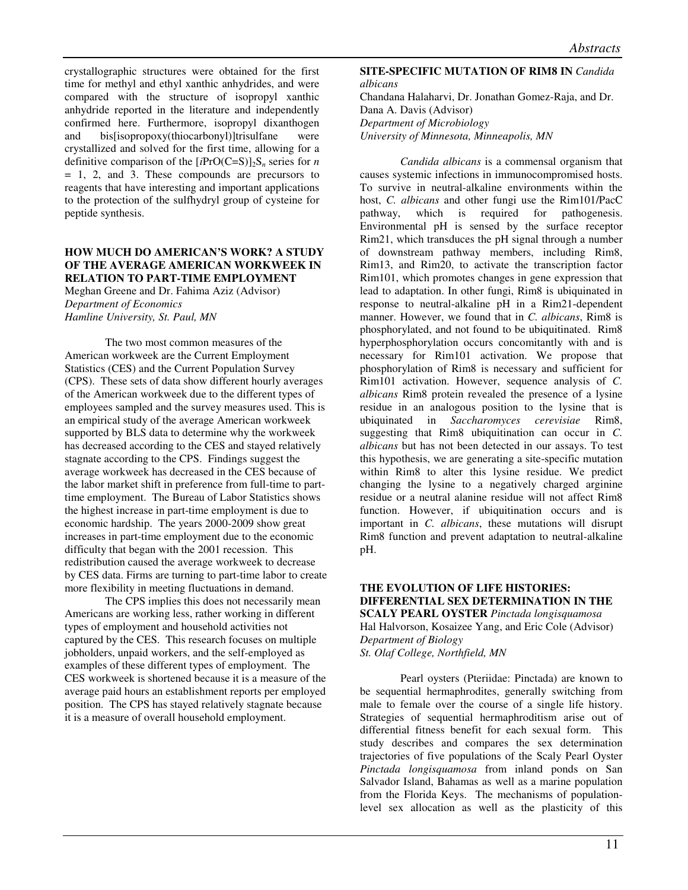crystallographic structures were obtained for the first time for methyl and ethyl xanthic anhydrides, and were compared with the structure of isopropyl xanthic anhydride reported in the literature and independently confirmed here. Furthermore, isopropyl dixanthogen and bis[isopropoxy(thiocarbonyl)]trisulfane were crystallized and solved for the first time, allowing for a definitive comparison of the $[i\text{PrO(C=S)}]_2\text{S}_n$ series for $n = 1$, 2, and 3. These compounds are precursors to reagents that have interesting and important applications to the protection of the sulfhydryl group of cysteine for peptide synthesis.

### HOW MUCH DO AMERICAN'S WORK? A STUDY OF THE AVERAGE AMERICAN WORKWEEK IN RELATION TO PART-TIME EMPLOYMENT

Meghan Greene and Dr. Fahima Aziz (Advisor)
*Department of Economics*
*Hamline University, St. Paul, MN*

The two most common measures of the American workweek are the Current Employment Statistics (CES) and the Current Population Survey (CPS). These sets of data show different hourly averages of the American workweek due to the different types of employees sampled and the survey measures used. This is an empirical study of the average American workweek supported by BLS data to determine why the workweek has decreased according to the CES and stayed relatively stagnate according to the CPS. Findings suggest the average workweek has decreased in the CES because of the labor market shift in preference from full-time to part-time employment. The Bureau of Labor Statistics shows the highest increase in part-time employment is due to economic hardship. The years 2000-2009 show great increases in part-time employment due to the economic difficulty that began with the 2001 recession. This redistribution caused the average workweek to decrease by CES data. Firms are turning to part-time labor to create more flexibility in meeting fluctuations in demand.

The CPS implies this does not necessarily mean Americans are working less, rather working in different types of employment and household activities not captured by the CES. This research focuses on multiple jobholders, unpaid workers, and the self-employed as examples of these different types of employment. The CES workweek is shortened because it is a measure of the average paid hours an establishment reports per employed position. The CPS has stayed relatively stagnate because it is a measure of overall household employment.

### SITE-SPECIFIC MUTATION OF RIM8 IN *Candida albicans*

Chandana Halaharvi, Dr. Jonathan Gomez-Raja, and Dr. Dana A. Davis (Advisor)
*Department of Microbiology*
*University of Minnesota, Minneapolis, MN*

*Candida albicans* is a commensal organism that causes systemic infections in immunocompromised hosts. To survive in neutral-alkaline environments within the host, *C. albicans* and other fungi use the Rim101/PacC pathway, which is required for pathogenesis. Environmental pH is sensed by the surface receptor Rim21, which transduces the pH signal through a number of downstream pathway members, including Rim8, Rim13, and Rim20, to activate the transcription factor Rim101, which promotes changes in gene expression that lead to adaptation. In other fungi, Rim8 is ubiquinated in response to neutral-alkaline pH in a Rim21-dependent manner. However, we found that in *C. albicans*, Rim8 is phosphorylated, and not found to be ubiquitinated. Rim8 hyperphosphorylation occurs concomitantly with and is necessary for Rim101 activation. We propose that phosphorylation of Rim8 is necessary and sufficient for Rim101 activation. However, sequence analysis of *C. albicans* Rim8 protein revealed the presence of a lysine residue in an analogous position to the lysine that is ubiquinated in *Saccharomyces cerevisiae* Rim8, suggesting that Rim8 ubiquitination can occur in *C. albicans* but has not been detected in our assays. To test this hypothesis, we are generating a site-specific mutation within Rim8 to alter this lysine residue. We predict changing the lysine to a negatively charged arginine residue or a neutral alanine residue will not affect Rim8 function. However, if ubiquitination occurs and is important in *C. albicans*, these mutations will disrupt Rim8 function and prevent adaptation to neutral-alkaline pH.

### THE EVOLUTION OF LIFE HISTORIES: DIFFERENTIAL SEX DETERMINATION IN THE SCALY PEARL OYSTER *Pinctada longisquamosa*

Hal Halvorson, Kosaizee Yang, and Eric Cole (Advisor)
*Department of Biology*
*St. Olaf College, Northfield, MN*

Pearl oysters (Pteriidae: Pinctada) are known to be sequential hermaphrodites, generally switching from male to female over the course of a single life history. Strategies of sequential hermaphroditism arise out of differential fitness benefit for each sexual form. This study describes and compares the sex determination trajectories of five populations of the Scaly Pearl Oyster *Pinctada longisquamosa* from inland ponds on San Salvador Island, Bahamas as well as a marine population from the Florida Keys. The mechanisms of population-level sex allocation as well as the plasticity of this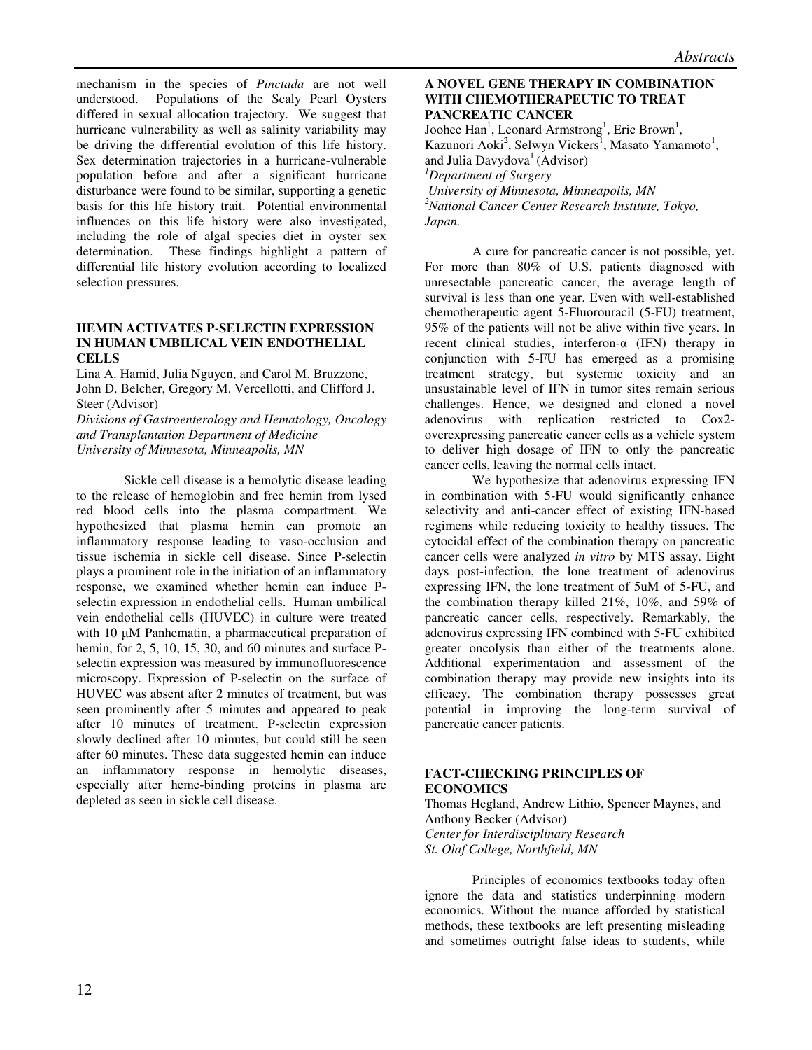mechanism in the species of *Pinctada* are not well understood. Populations of the Scaly Pearl Oysters differed in sexual allocation trajectory. We suggest that hurricane vulnerability as well as salinity variability may be driving the differential evolution of this life history. Sex determination trajectories in a hurricane-vulnerable population before and after a significant hurricane disturbance were found to be similar, supporting a genetic basis for this life history trait. Potential environmental influences on this life history were also investigated, including the role of algal species diet in oyster sex determination. These findings highlight a pattern of differential life history evolution according to localized selection pressures.

### HEMIN ACTIVATES P-SELECTIN EXPRESSION IN HUMAN UMBILICAL VEIN ENDOTHELIAL CELLS

Lina A. Hamid, Julia Nguyen, and Carol M. Bruzzone, John D. Belcher, Gregory M. Vercellotti, and Clifford J. Steer (Advisor)
*Divisions of Gastroenterology and Hematology, Oncology and Transplantation Department of Medicine*
*University of Minnesota, Minneapolis, MN*

Sickle cell disease is a hemolytic disease leading to the release of hemoglobin and free hemin from lysed red blood cells into the plasma compartment. We hypothesized that plasma hemin can promote an inflammatory response leading to vaso-occlusion and tissue ischemia in sickle cell disease. Since P-selectin plays a prominent role in the initiation of an inflammatory response, we examined whether hemin can induce P-selectin expression in endothelial cells. Human umbilical vein endothelial cells (HUVEC) in culture were treated with 10 µM Panhematin, a pharmaceutical preparation of hemin, for 2, 5, 10, 15, 30, and 60 minutes and surface P-selectin expression was measured by immunofluorescence microscopy. Expression of P-selectin on the surface of HUVEC was absent after 2 minutes of treatment, but was seen prominently after 5 minutes and appeared to peak after 10 minutes of treatment. P-selectin expression slowly declined after 10 minutes, but could still be seen after 60 minutes. These data suggested hemin can induce an inflammatory response in hemolytic diseases, especially after heme-binding proteins in plasma are depleted as seen in sickle cell disease.

### A NOVEL GENE THERAPY IN COMBINATION WITH CHEMOTHERAPEUTIC TO TREAT PANCREATIC CANCER

Joohee Han[1], Leonard Armstrong[1], Eric Brown[1], Kazunori Aoki[2], Selwyn Vickers[1], Masato Yamamoto[1], and Julia Davydova[1] (Advisor)
[1]*Department of Surgery*
*University of Minnesota, Minneapolis, MN*
[2]*National Cancer Center Research Institute, Tokyo, Japan.*

A cure for pancreatic cancer is not possible, yet. For more than 80% of U.S. patients diagnosed with unresectable pancreatic cancer, the average length of survival is less than one year. Even with well-established chemotherapeutic agent 5-Fluorouracil (5-FU) treatment, 95% of the patients will not be alive within five years. In recent clinical studies, interferon-α (IFN) therapy in conjunction with 5-FU has emerged as a promising treatment strategy, but systemic toxicity and an unsustainable level of IFN in tumor sites remain serious challenges. Hence, we designed and cloned a novel adenovirus with replication restricted to Cox2-overexpressing pancreatic cancer cells as a vehicle system to deliver high dosage of IFN to only the pancreatic cancer cells, leaving the normal cells intact.

We hypothesize that adenovirus expressing IFN in combination with 5-FU would significantly enhance selectivity and anti-cancer effect of existing IFN-based regimens while reducing toxicity to healthy tissues. The cytocidal effect of the combination therapy on pancreatic cancer cells were analyzed *in vitro* by MTS assay. Eight days post-infection, the lone treatment of adenovirus expressing IFN, the lone treatment of 5uM of 5-FU, and the combination therapy killed 21%, 10%, and 59% of pancreatic cancer cells, respectively. Remarkably, the adenovirus expressing IFN combined with 5-FU exhibited greater oncolysis than either of the treatments alone. Additional experimentation and assessment of the combination therapy may provide new insights into its efficacy. The combination therapy possesses great potential in improving the long-term survival of pancreatic cancer patients.

### FACT-CHECKING PRINCIPLES OF ECONOMICS

Thomas Hegland, Andrew Lithio, Spencer Maynes, and Anthony Becker (Advisor)
*Center for Interdisciplinary Research*
*St. Olaf College, Northfield, MN*

Principles of economics textbooks today often ignore the data and statistics underpinning modern economics. Without the nuance afforded by statistical methods, these textbooks are left presenting misleading and sometimes outright false ideas to students, while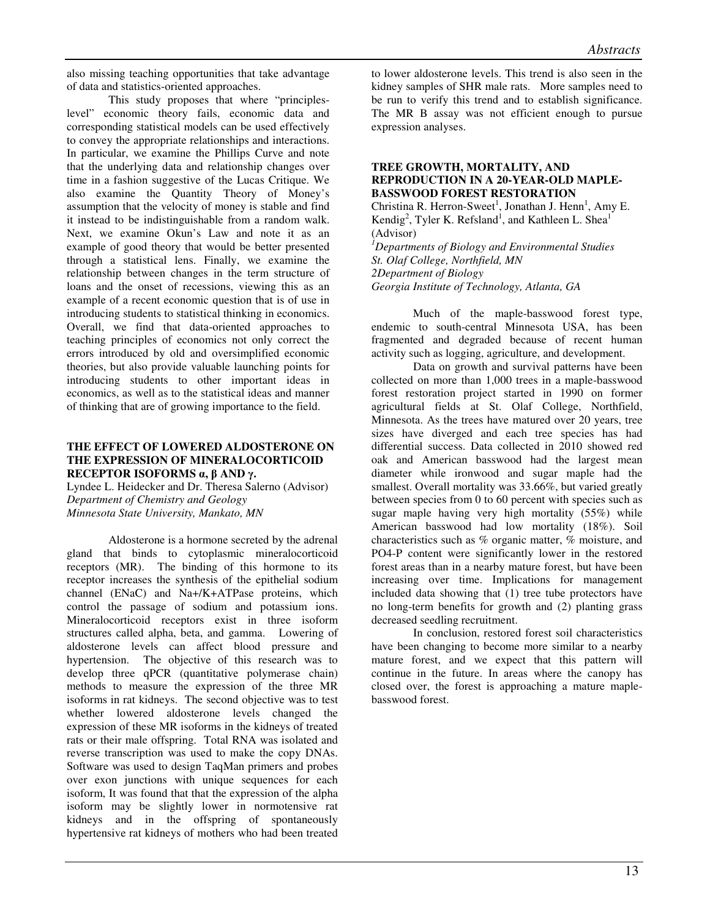also missing teaching opportunities that take advantage of data and statistics-oriented approaches.

This study proposes that where "principles-level" economic theory fails, economic data and corresponding statistical models can be used effectively to convey the appropriate relationships and interactions. In particular, we examine the Phillips Curve and note that the underlying data and relationship changes over time in a fashion suggestive of the Lucas Critique. We also examine the Quantity Theory of Money's assumption that the velocity of money is stable and find it instead to be indistinguishable from a random walk. Next, we examine Okun's Law and note it as an example of good theory that would be better presented through a statistical lens. Finally, we examine the relationship between changes in the term structure of loans and the onset of recessions, viewing this as an example of a recent economic question that is of use in introducing students to statistical thinking in economics. Overall, we find that data-oriented approaches to teaching principles of economics not only correct the errors introduced by old and oversimplified economic theories, but also provide valuable launching points for introducing students to other important ideas in economics, as well as to the statistical ideas and manner of thinking that are of growing importance to the field.

### THE EFFECT OF LOWERED ALDOSTERONE ON THE EXPRESSION OF MINERALOCORTICOID RECEPTOR ISOFORMS α, β AND γ.

Lyndee L. Heidecker and Dr. Theresa Salerno (Advisor)
*Department of Chemistry and Geology*
*Minnesota State University, Mankato, MN*

Aldosterone is a hormone secreted by the adrenal gland that binds to cytoplasmic mineralocorticoid receptors (MR). The binding of this hormone to its receptor increases the synthesis of the epithelial sodium channel (ENaC) and $Na^+/K^+$ATPase proteins, which control the passage of sodium and potassium ions. Mineralocorticoid receptors exist in three isoform structures called alpha, beta, and gamma. Lowering of aldosterone levels can affect blood pressure and hypertension. The objective of this research was to develop three qPCR (quantitative polymerase chain) methods to measure the expression of the three MR isoforms in rat kidneys. The second objective was to test whether lowered aldosterone levels changed the expression of these MR isoforms in the kidneys of treated rats or their male offspring. Total RNA was isolated and reverse transcription was used to make the copy DNAs. Software was used to design TaqMan primers and probes over exon junctions with unique sequences for each isoform, It was found that that the expression of the alpha isoform may be slightly lower in normotensive rat kidneys and in the offspring of spontaneously hypertensive rat kidneys of mothers who had been treated to lower aldosterone levels. This trend is also seen in the kidney samples of SHR male rats. More samples need to be run to verify this trend and to establish significance. The MR B assay was not efficient enough to pursue expression analyses.

### TREE GROWTH, MORTALITY, AND REPRODUCTION IN A 20-YEAR-OLD MAPLE-BASSWOOD FOREST RESTORATION

Christina R. Herron-Sweet[1], Jonathan J. Henn[1], Amy E. Kendig[2], Tyler K. Refsland[1], and Kathleen L. Shea[1] (Advisor)
[1]*Departments of Biology and Environmental Studies*
*St. Olaf College, Northfield, MN*
*2Department of Biology*
*Georgia Institute of Technology, Atlanta, GA*

Much of the maple-basswood forest type, endemic to south-central Minnesota USA, has been fragmented and degraded because of recent human activity such as logging, agriculture, and development.

Data on growth and survival patterns have been collected on more than 1,000 trees in a maple-basswood forest restoration project started in 1990 on former agricultural fields at St. Olaf College, Northfield, Minnesota. As the trees have matured over 20 years, tree sizes have diverged and each tree species has had differential success. Data collected in 2010 showed red oak and American basswood had the largest mean diameter while ironwood and sugar maple had the smallest. Overall mortality was 33.66%, but varied greatly between species from 0 to 60 percent with species such as sugar maple having very high mortality (55%) while American basswood had low mortality (18%). Soil characteristics such as % organic matter, % moisture, and $PO_4$-P content were significantly lower in the restored forest areas than in a nearby mature forest, but have been increasing over time. Implications for management included data showing that (1) tree tube protectors have no long-term benefits for growth and (2) planting grass decreased seedling recruitment.

In conclusion, restored forest soil characteristics have been changing to become more similar to a nearby mature forest, and we expect that this pattern will continue in the future. In areas where the canopy has closed over, the forest is approaching a mature maple-basswood forest.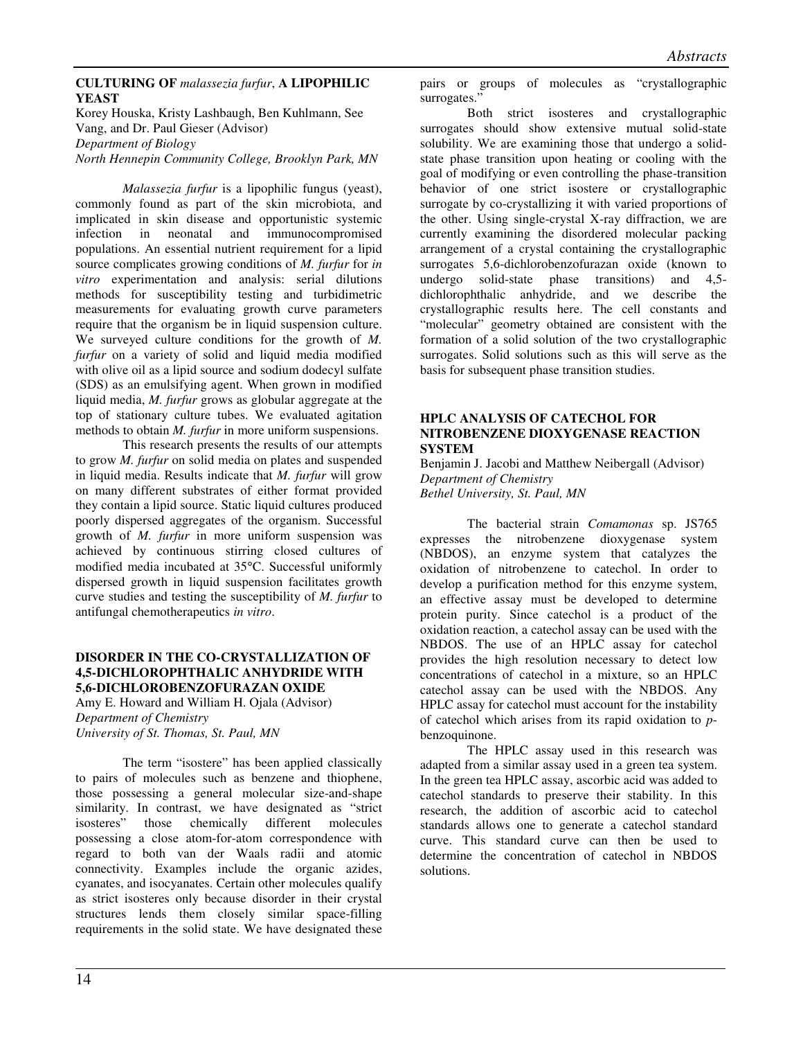### CULTURING OF *malassezia furfur*, A LIPOPHILIC YEAST

Korey Houska, Kristy Lashbaugh, Ben Kuhlmann, See Vang, and Dr. Paul Gieser (Advisor)
*Department of Biology*
*North Hennepin Community College, Brooklyn Park, MN*

*Malassezia furfur* is a lipophilic fungus (yeast), commonly found as part of the skin microbiota, and implicated in skin disease and opportunistic systemic infection in neonatal and immunocompromised populations. An essential nutrient requirement for a lipid source complicates growing conditions of *M. furfur* for *in vitro* experimentation and analysis: serial dilutions methods for susceptibility testing and turbidimetric measurements for evaluating growth curve parameters require that the organism be in liquid suspension culture. We surveyed culture conditions for the growth of *M. furfur* on a variety of solid and liquid media modified with olive oil as a lipid source and sodium dodecyl sulfate (SDS) as an emulsifying agent. When grown in modified liquid media, *M. furfur* grows as globular aggregate at the top of stationary culture tubes. We evaluated agitation methods to obtain *M. furfur* in more uniform suspensions.

This research presents the results of our attempts to grow *M. furfur* on solid media on plates and suspended in liquid media. Results indicate that *M. furfur* will grow on many different substrates of either format provided they contain a lipid source. Static liquid cultures produced poorly dispersed aggregates of the organism. Successful growth of *M. furfur* in more uniform suspension was achieved by continuous stirring closed cultures of modified media incubated at 35°C. Successful uniformly dispersed growth in liquid suspension facilitates growth curve studies and testing the susceptibility of *M. furfur* to antifungal chemotherapeutics *in vitro*.

### DISORDER IN THE CO-CRYSTALLIZATION OF 4,5-DICHLOROPHTHALIC ANHYDRIDE WITH 5,6-DICHLOROBENZOFURAZAN OXIDE

Amy E. Howard and William H. Ojala (Advisor)
*Department of Chemistry*
*University of St. Thomas, St. Paul, MN*

The term "isostere" has been applied classically to pairs of molecules such as benzene and thiophene, those possessing a general molecular size-and-shape similarity. In contrast, we have designated as "strict isosteres" those chemically different molecules possessing a close atom-for-atom correspondence with regard to both van der Waals radii and atomic connectivity. Examples include the organic azides, cyanates, and isocyanates. Certain other molecules qualify as strict isosteres only because disorder in their crystal structures lends them closely similar space-filling requirements in the solid state. We have designated these pairs or groups of molecules as "crystallographic surrogates."

Both strict isosteres and crystallographic surrogates should show extensive mutual solid-state solubility. We are examining those that undergo a solid-state phase transition upon heating or cooling with the goal of modifying or even controlling the phase-transition behavior of one strict isostere or crystallographic surrogate by co-crystallizing it with varied proportions of the other. Using single-crystal X-ray diffraction, we are currently examining the disordered molecular packing arrangement of a crystal containing the crystallographic surrogates 5,6-dichlorobenzofurazan oxide (known to undergo solid-state phase transitions) and 4,5-dichlorophthalic anhydride, and we describe the crystallographic results here. The cell constants and "molecular" geometry obtained are consistent with the formation of a solid solution of the two crystallographic surrogates. Solid solutions such as this will serve as the basis for subsequent phase transition studies.

### HPLC ANALYSIS OF CATECHOL FOR NITROBENZENE DIOXYGENASE REACTION SYSTEM

Benjamin J. Jacobi and Matthew Neibergall (Advisor)
*Department of Chemistry*
*Bethel University, St. Paul, MN*

The bacterial strain *Comamonas* sp. JS765 expresses the nitrobenzene dioxygenase system (NBDOS), an enzyme system that catalyzes the oxidation of nitrobenzene to catechol. In order to develop a purification method for this enzyme system, an effective assay must be developed to determine protein purity. Since catechol is a product of the oxidation reaction, a catechol assay can be used with the NBDOS. The use of an HPLC assay for catechol provides the high resolution necessary to detect low concentrations of catechol in a mixture, so an HPLC catechol assay can be used with the NBDOS. Any HPLC assay for catechol must account for the instability of catechol which arises from its rapid oxidation to *p*-benzoquinone.

The HPLC assay used in this research was adapted from a similar assay used in a green tea system. In the green tea HPLC assay, ascorbic acid was added to catechol standards to preserve their stability. In this research, the addition of ascorbic acid to catechol standards allows one to generate a catechol standard curve. This standard curve can then be used to determine the concentration of catechol in NBDOS solutions.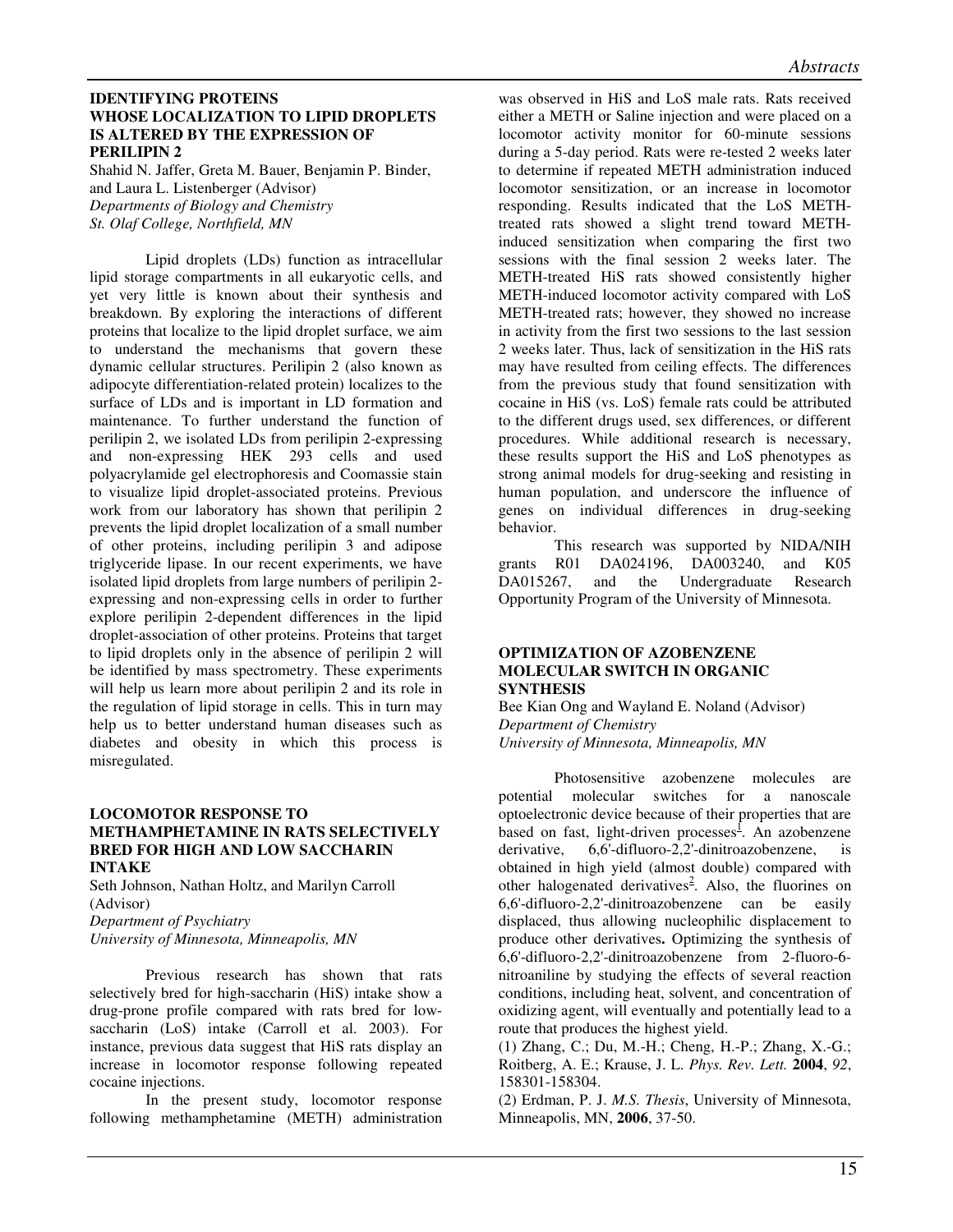## IDENTIFYING PROTEINS WHOSE LOCALIZATION TO LIPID DROPLETS IS ALTERED BY THE EXPRESSION OF PERILIPIN 2

Shahid N. Jaffer, Greta M. Bauer, Benjamin P. Binder, and Laura L. Listenberger (Advisor)
*Departments of Biology and Chemistry*
*St. Olaf College, Northfield, MN*

Lipid droplets (LDs) function as intracellular lipid storage compartments in all eukaryotic cells, and yet very little is known about their synthesis and breakdown. By exploring the interactions of different proteins that localize to the lipid droplet surface, we aim to understand the mechanisms that govern these dynamic cellular structures. Perilipin 2 (also known as adipocyte differentiation-related protein) localizes to the surface of LDs and is important in LD formation and maintenance. To further understand the function of perilipin 2, we isolated LDs from perilipin 2-expressing and non-expressing HEK 293 cells and used polyacrylamide gel electrophoresis and Coomassie stain to visualize lipid droplet-associated proteins. Previous work from our laboratory has shown that perilipin 2 prevents the lipid droplet localization of a small number of other proteins, including perilipin 3 and adipose triglyceride lipase. In our recent experiments, we have isolated lipid droplets from large numbers of perilipin 2-expressing and non-expressing cells in order to further explore perilipin 2-dependent differences in the lipid droplet-association of other proteins. Proteins that target to lipid droplets only in the absence of perilipin 2 will be identified by mass spectrometry. These experiments will help us learn more about perilipin 2 and its role in the regulation of lipid storage in cells. This in turn may help us to better understand human diseases such as diabetes and obesity in which this process is misregulated.

## LOCOMOTOR RESPONSE TO METHAMPHETAMINE IN RATS SELECTIVELY BRED FOR HIGH AND LOW SACCHARIN INTAKE

Seth Johnson, Nathan Holtz, and Marilyn Carroll (Advisor)
*Department of Psychiatry*
*University of Minnesota, Minneapolis, MN*

Previous research has shown that rats selectively bred for high-saccharin (HiS) intake show a drug-prone profile compared with rats bred for low-saccharin (LoS) intake (Carroll et al. 2003). For instance, previous data suggest that HiS rats display an increase in locomotor response following repeated cocaine injections.

In the present study, locomotor response following methamphetamine (METH) administration was observed in HiS and LoS male rats. Rats received either a METH or Saline injection and were placed on a locomotor activity monitor for 60-minute sessions during a 5-day period. Rats were re-tested 2 weeks later to determine if repeated METH administration induced locomotor sensitization, or an increase in locomotor responding. Results indicated that the LoS METH-treated rats showed a slight trend toward METH-induced sensitization when comparing the first two sessions with the final session 2 weeks later. The METH-treated HiS rats showed consistently higher METH-induced locomotor activity compared with LoS METH-treated rats; however, they showed no increase in activity from the first two sessions to the last session 2 weeks later. Thus, lack of sensitization in the HiS rats may have resulted from ceiling effects. The differences from the previous study that found sensitization with cocaine in HiS (vs. LoS) female rats could be attributed to the different drugs used, sex differences, or different procedures. While additional research is necessary, these results support the HiS and LoS phenotypes as strong animal models for drug-seeking and resisting in human population, and underscore the influence of genes on individual differences in drug-seeking behavior.

This research was supported by NIDA/NIH grants R01 DA024196, DA003240, and K05 DA015267, and the Undergraduate Research Opportunity Program of the University of Minnesota.

## OPTIMIZATION OF AZOBENZENE MOLECULAR SWITCH IN ORGANIC SYNTHESIS

Bee Kian Ong and Wayland E. Noland (Advisor)
*Department of Chemistry*
*University of Minnesota, Minneapolis, MN*

Photosensitive azobenzene molecules are potential molecular switches for a nanoscale optoelectronic device because of their properties that are based on fast, light-driven processes[1]. An azobenzene derivative, 6,6'-difluoro-2,2'-dinitroazobenzene, is obtained in high yield (almost double) compared with other halogenated derivatives[2]. Also, the fluorines on 6,6'-difluoro-2,2'-dinitroazobenzene can be easily displaced, thus allowing nucleophilic displacement to produce other derivatives**.** Optimizing the synthesis of 6,6'-difluoro-2,2'-dinitroazobenzene from 2-fluoro-6-nitroaniline by studying the effects of several reaction conditions, including heat, solvent, and concentration of oxidizing agent, will eventually and potentially lead to a route that produces the highest yield.

(1) Zhang, C.; Du, M.-H.; Cheng, H.-P.; Zhang, X.-G.; Roitberg, A. E.; Krause, J. L. *Phys. Rev. Lett.* **2004**, *92*, 158301-158304.

(2) Erdman, P. J. *M.S. Thesis*, University of Minnesota, Minneapolis, MN, **2006**, 37-50.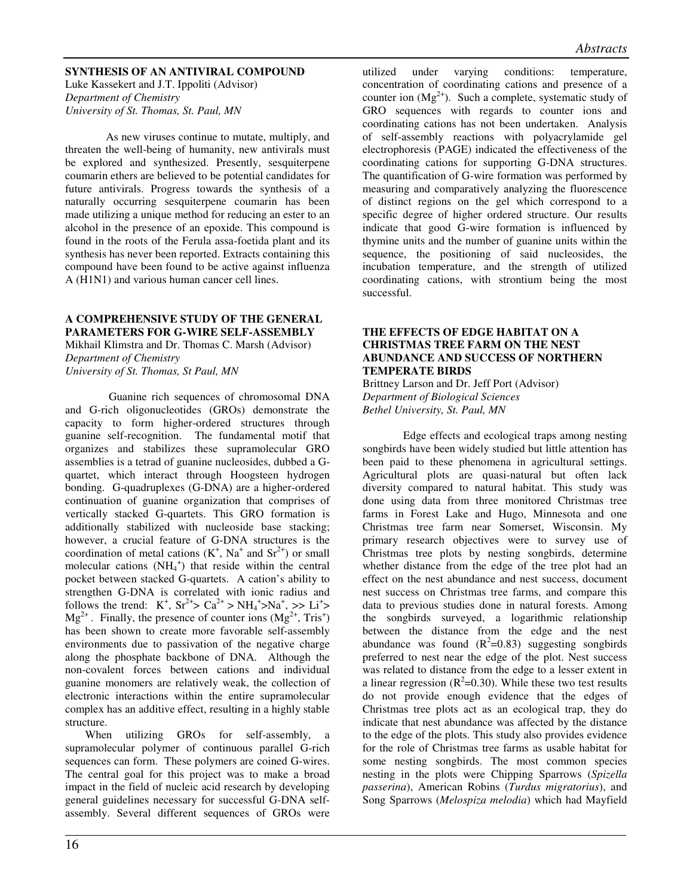### SYNTHESIS OF AN ANTIVIRAL COMPOUND

Luke Kassekert and J.T. Ippoliti (Advisor)
*Department of Chemistry*
*University of St. Thomas, St. Paul, MN*

As new viruses continue to mutate, multiply, and threaten the well-being of humanity, new antivirals must be explored and synthesized. Presently, sesquiterpene coumarin ethers are believed to be potential candidates for future antivirals. Progress towards the synthesis of a naturally occurring sesquiterpene coumarin has been made utilizing a unique method for reducing an ester to an alcohol in the presence of an epoxide. This compound is found in the roots of the Ferula assa-foetida plant and its synthesis has never been reported. Extracts containing this compound have been found to be active against influenza A (H1N1) and various human cancer cell lines.

### A COMPREHENSIVE STUDY OF THE GENERAL PARAMETERS FOR G-WIRE SELF-ASSEMBLY

Mikhail Klimstra and Dr. Thomas C. Marsh (Advisor)
*Department of Chemistry*
*University of St. Thomas, St Paul, MN*

Guanine rich sequences of chromosomal DNA and G-rich oligonucleotides (GROs) demonstrate the capacity to form higher-ordered structures through guanine self-recognition. The fundamental motif that organizes and stabilizes these supramolecular GRO assemblies is a tetrad of guanine nucleosides, dubbed a G-quartet, which interact through Hoogsteen hydrogen bonding. G-quadruplexes (G-DNA) are a higher-ordered continuation of guanine organization that comprises of vertically stacked G-quartets. This GRO formation is additionally stabilized with nucleoside base stacking; however, a crucial feature of G-DNA structures is the coordination of metal cations ($K^+$, $Na^+$ and $Sr^{2+}$) or small molecular cations ($NH_4^+$) that reside within the central pocket between stacked G-quartets. A cation's ability to strengthen G-DNA is correlated with ionic radius and follows the trend: $K^+$, $Sr^{2+}$> $Ca^{2+}$ > $NH_4^+$>$Na^+$, >> $Li^+$> $Mg^{2+}$. Finally, the presence of counter ions ($Mg^{2+}$, $Tris^+$) has been shown to create more favorable self-assembly environments due to passivation of the negative charge along the phosphate backbone of DNA. Although the non-covalent forces between cations and individual guanine monomers are relatively weak, the collection of electronic interactions within the entire supramolecular complex has an additive effect, resulting in a highly stable structure.

When utilizing GROs for self-assembly, a supramolecular polymer of continuous parallel G-rich sequences can form. These polymers are coined G-wires. The central goal for this project was to make a broad impact in the field of nucleic acid research by developing general guidelines necessary for successful G-DNA self-assembly. Several different sequences of GROs were utilized under varying conditions: temperature, concentration of coordinating cations and presence of a counter ion ($Mg^{2+}$). Such a complete, systematic study of GRO sequences with regards to counter ions and coordinating cations has not been undertaken. Analysis of self-assembly reactions with polyacrylamide gel electrophoresis (PAGE) indicated the effectiveness of the coordinating cations for supporting G-DNA structures. The quantification of G-wire formation was performed by measuring and comparatively analyzing the fluorescence of distinct regions on the gel which correspond to a specific degree of higher ordered structure. Our results indicate that good G-wire formation is influenced by thymine units and the number of guanine units within the sequence, the positioning of said nucleosides, the incubation temperature, and the strength of utilized coordinating cations, with strontium being the most successful.

### THE EFFECTS OF EDGE HABITAT ON A CHRISTMAS TREE FARM ON THE NEST ABUNDANCE AND SUCCESS OF NORTHERN TEMPERATE BIRDS

Brittney Larson and Dr. Jeff Port (Advisor)
*Department of Biological Sciences*
*Bethel University, St. Paul, MN*

Edge effects and ecological traps among nesting songbirds have been widely studied but little attention has been paid to these phenomena in agricultural settings. Agricultural plots are quasi-natural but often lack diversity compared to natural habitat. This study was done using data from three monitored Christmas tree farms in Forest Lake and Hugo, Minnesota and one Christmas tree farm near Somerset, Wisconsin. My primary research objectives were to survey use of Christmas tree plots by nesting songbirds, determine whether distance from the edge of the tree plot had an effect on the nest abundance and nest success, document nest success on Christmas tree farms, and compare this data to previous studies done in natural forests. Among the songbirds surveyed, a logarithmic relationship between the distance from the edge and the nest abundance was found ($R^2$=0.83) suggesting songbirds preferred to nest near the edge of the plot. Nest success was related to distance from the edge to a lesser extent in a linear regression ($R^2$=0.30). While these two test results do not provide enough evidence that the edges of Christmas tree plots act as an ecological trap, they do indicate that nest abundance was affected by the distance to the edge of the plots. This study also provides evidence for the role of Christmas tree farms as usable habitat for some nesting songbirds. The most common species nesting in the plots were Chipping Sparrows (*Spizella passerina*), American Robins (*Turdus migratorius*), and Song Sparrows (*Melospiza melodia*) which had Mayfield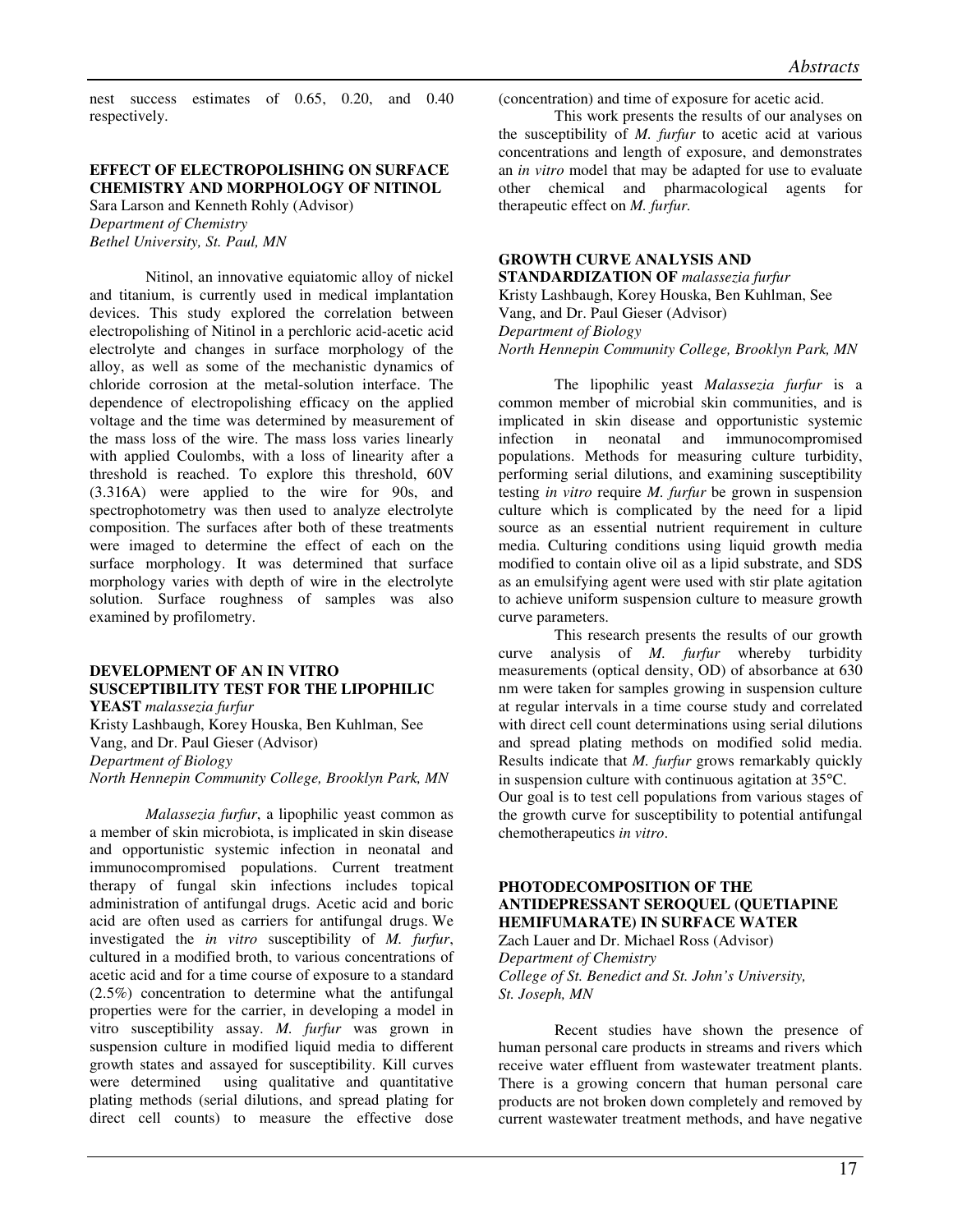nest success estimates of 0.65, 0.20, and 0.40 respectively.

### EFFECT OF ELECTROPOLISHING ON SURFACE CHEMISTRY AND MORPHOLOGY OF NITINOL

Sara Larson and Kenneth Rohly (Advisor)
*Department of Chemistry*
*Bethel University, St. Paul, MN*

Nitinol, an innovative equiatomic alloy of nickel and titanium, is currently used in medical implantation devices. This study explored the correlation between electropolishing of Nitinol in a perchloric acid-acetic acid electrolyte and changes in surface morphology of the alloy, as well as some of the mechanistic dynamics of chloride corrosion at the metal-solution interface. The dependence of electropolishing efficacy on the applied voltage and the time was determined by measurement of the mass loss of the wire. The mass loss varies linearly with applied Coulombs, with a loss of linearity after a threshold is reached. To explore this threshold, 60V (3.316A) were applied to the wire for 90s, and spectrophotometry was then used to analyze electrolyte composition. The surfaces after both of these treatments were imaged to determine the effect of each on the surface morphology. It was determined that surface morphology varies with depth of wire in the electrolyte solution. Surface roughness of samples was also examined by profilometry.

### DEVELOPMENT OF AN IN VITRO SUSCEPTIBILITY TEST FOR THE LIPOPHILIC YEAST *malassezia furfur*

Kristy Lashbaugh, Korey Houska, Ben Kuhlman, See Vang, and Dr. Paul Gieser (Advisor)
*Department of Biology*
*North Hennepin Community College, Brooklyn Park, MN*

*Malassezia furfur*, a lipophilic yeast common as a member of skin microbiota, is implicated in skin disease and opportunistic systemic infection in neonatal and immunocompromised populations. Current treatment therapy of fungal skin infections includes topical administration of antifungal drugs. Acetic acid and boric acid are often used as carriers for antifungal drugs. We investigated the *in vitro* susceptibility of *M. furfur*, cultured in a modified broth, to various concentrations of acetic acid and for a time course of exposure to a standard (2.5%) concentration to determine what the antifungal properties were for the carrier, in developing a model in vitro susceptibility assay. *M. furfur* was grown in suspension culture in modified liquid media to different growth states and assayed for susceptibility. Kill curves were determined using qualitative and quantitative plating methods (serial dilutions, and spread plating for direct cell counts) to measure the effective dose (concentration) and time of exposure for acetic acid.

This work presents the results of our analyses on the susceptibility of *M. furfur* to acetic acid at various concentrations and length of exposure, and demonstrates an *in vitro* model that may be adapted for use to evaluate other chemical and pharmacological agents for therapeutic effect on *M. furfur*.

### GROWTH CURVE ANALYSIS AND STANDARDIZATION OF *malassezia furfur*

Kristy Lashbaugh, Korey Houska, Ben Kuhlman, See Vang, and Dr. Paul Gieser (Advisor)
*Department of Biology*
*North Hennepin Community College, Brooklyn Park, MN*

The lipophilic yeast *Malassezia furfur* is a common member of microbial skin communities, and is implicated in skin disease and opportunistic systemic infection in neonatal and immunocompromised populations. Methods for measuring culture turbidity, performing serial dilutions, and examining susceptibility testing *in vitro* require *M. furfur* be grown in suspension culture which is complicated by the need for a lipid source as an essential nutrient requirement in culture media. Culturing conditions using liquid growth media modified to contain olive oil as a lipid substrate, and SDS as an emulsifying agent were used with stir plate agitation to achieve uniform suspension culture to measure growth curve parameters.

This research presents the results of our growth curve analysis of *M. furfur* whereby turbidity measurements (optical density, OD) of absorbance at 630 nm were taken for samples growing in suspension culture at regular intervals in a time course study and correlated with direct cell count determinations using serial dilutions and spread plating methods on modified solid media. Results indicate that *M. furfur* grows remarkably quickly in suspension culture with continuous agitation at 35°C. Our goal is to test cell populations from various stages of the growth curve for susceptibility to potential antifungal chemotherapeutics *in vitro*.

### PHOTODECOMPOSITION OF THE ANTIDEPRESSANT SEROQUEL (QUETIAPINE HEMIFUMARATE) IN SURFACE WATER

Zach Lauer and Dr. Michael Ross (Advisor)
*Department of Chemistry*
*College of St. Benedict and St. John's University, St. Joseph, MN*

Recent studies have shown the presence of human personal care products in streams and rivers which receive water effluent from wastewater treatment plants. There is a growing concern that human personal care products are not broken down completely and removed by current wastewater treatment methods, and have negative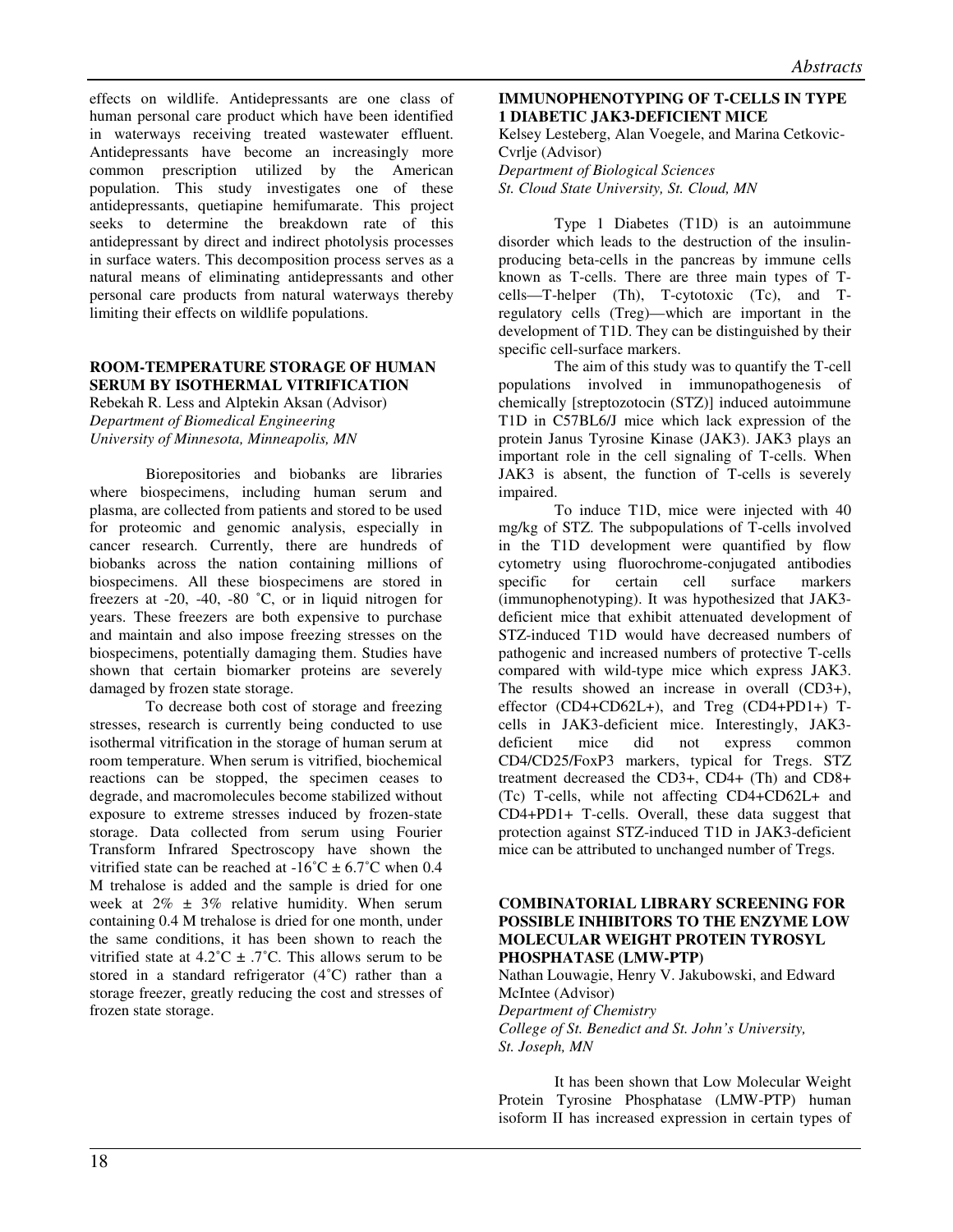effects on wildlife. Antidepressants are one class of human personal care product which have been identified in waterways receiving treated wastewater effluent. Antidepressants have become an increasingly more common prescription utilized by the American population. This study investigates one of these antidepressants, quetiapine hemifumarate. This project seeks to determine the breakdown rate of this antidepressant by direct and indirect photolysis processes in surface waters. This decomposition process serves as a natural means of eliminating antidepressants and other personal care products from natural waterways thereby limiting their effects on wildlife populations.

### ROOM-TEMPERATURE STORAGE OF HUMAN SERUM BY ISOTHERMAL VITRIFICATION

Rebekah R. Less and Alptekin Aksan (Advisor)
*Department of Biomedical Engineering*
*University of Minnesota, Minneapolis, MN*

Biorepositories and biobanks are libraries where biospecimens, including human serum and plasma, are collected from patients and stored to be used for proteomic and genomic analysis, especially in cancer research. Currently, there are hundreds of biobanks across the nation containing millions of biospecimens. All these biospecimens are stored in freezers at -20, -40, -80 ˚C, or in liquid nitrogen for years. These freezers are both expensive to purchase and maintain and also impose freezing stresses on the biospecimens, potentially damaging them. Studies have shown that certain biomarker proteins are severely damaged by frozen state storage.

To decrease both cost of storage and freezing stresses, research is currently being conducted to use isothermal vitrification in the storage of human serum at room temperature. When serum is vitrified, biochemical reactions can be stopped, the specimen ceases to degrade, and macromolecules become stabilized without exposure to extreme stresses induced by frozen-state storage. Data collected from serum using Fourier Transform Infrared Spectroscopy have shown the vitrified state can be reached at -16˚C ± 6.7˚C when 0.4 M trehalose is added and the sample is dried for one week at 2% ± 3% relative humidity. When serum containing 0.4 M trehalose is dried for one month, under the same conditions, it has been shown to reach the vitrified state at 4.2˚C ± .7˚C. This allows serum to be stored in a standard refrigerator (4˚C) rather than a storage freezer, greatly reducing the cost and stresses of frozen state storage.

### IMMUNOPHENOTYPING OF T-CELLS IN TYPE 1 DIABETIC JAK3-DEFICIENT MICE

Kelsey Lesteberg, Alan Voegele, and Marina Cetkovic-Cvrlje (Advisor)
*Department of Biological Sciences*
*St. Cloud State University, St. Cloud, MN*

Type 1 Diabetes (T1D) is an autoimmune disorder which leads to the destruction of the insulin-producing beta-cells in the pancreas by immune cells known as T-cells. There are three main types of T-cells—T-helper (Th), T-cytotoxic (Tc), and T-regulatory cells (Treg)—which are important in the development of T1D. They can be distinguished by their specific cell-surface markers.

The aim of this study was to quantify the T-cell populations involved in immunopathogenesis of chemically [streptozotocin (STZ)] induced autoimmune T1D in C57BL6/J mice which lack expression of the protein Janus Tyrosine Kinase (JAK3). JAK3 plays an important role in the cell signaling of T-cells. When JAK3 is absent, the function of T-cells is severely impaired.

To induce T1D, mice were injected with 40 mg/kg of STZ. The subpopulations of T-cells involved in the T1D development were quantified by flow cytometry using fluorochrome-conjugated antibodies specific for certain cell surface markers (immunophenotyping). It was hypothesized that JAK3-deficient mice that exhibit attenuated development of STZ-induced T1D would have decreased numbers of pathogenic and increased numbers of protective T-cells compared with wild-type mice which express JAK3. The results showed an increase in overall (CD3+), effector (CD4+CD62L+), and Treg (CD4+PD1+) T-cells in JAK3-deficient mice. Interestingly, JAK3-deficient mice did not express common CD4/CD25/FoxP3 markers, typical for Tregs. STZ treatment decreased the CD3+, CD4+ (Th) and CD8+ (Tc) T-cells, while not affecting CD4+CD62L+ and CD4+PD1+ T-cells. Overall, these data suggest that protection against STZ-induced T1D in JAK3-deficient mice can be attributed to unchanged number of Tregs.

### COMBINATORIAL LIBRARY SCREENING FOR POSSIBLE INHIBITORS TO THE ENZYME LOW MOLECULAR WEIGHT PROTEIN TYROSYL PHOSPHATASE (LMW-PTP)

Nathan Louwagie, Henry V. Jakubowski, and Edward McIntee (Advisor)
*Department of Chemistry*
*College of St. Benedict and St. John's University, St. Joseph, MN*

It has been shown that Low Molecular Weight Protein Tyrosine Phosphatase (LMW-PTP) human isoform II has increased expression in certain types of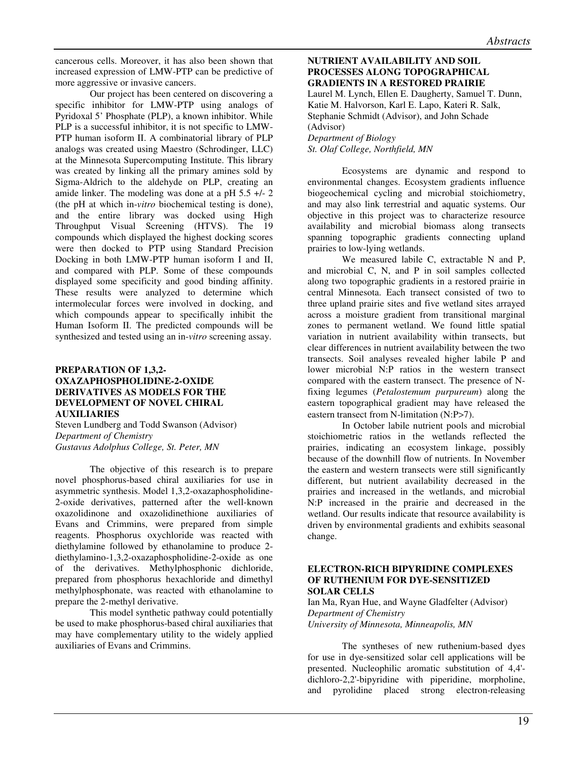cancerous cells. Moreover, it has also been shown that increased expression of LMW-PTP can be predictive of more aggressive or invasive cancers.

Our project has been centered on discovering a specific inhibitor for LMW-PTP using analogs of Pyridoxal 5' Phosphate (PLP), a known inhibitor. While PLP is a successful inhibitor, it is not specific to LMW-PTP human isoform II. A combinatorial library of PLP analogs was created using Maestro (Schrodinger, LLC) at the Minnesota Supercomputing Institute. This library was created by linking all the primary amines sold by Sigma-Aldrich to the aldehyde on PLP, creating an amide linker. The modeling was done at a pH 5.5 +/- 2 (the pH at which in-*vitro* biochemical testing is done), and the entire library was docked using High Throughput Visual Screening (HTVS). The 19 compounds which displayed the highest docking scores were then docked to PTP using Standard Precision Docking in both LMW-PTP human isoform I and II, and compared with PLP. Some of these compounds displayed some specificity and good binding affinity. These results were analyzed to determine which intermolecular forces were involved in docking, and which compounds appear to specifically inhibit the Human Isoform II. The predicted compounds will be synthesized and tested using an in-*vitro* screening assay.

### PREPARATION OF 1,3,2-OXAZAPHOSPHOLIDINE-2-OXIDE DERIVATIVES AS MODELS FOR THE DEVELOPMENT OF NOVEL CHIRAL AUXILIARIES

Steven Lundberg and Todd Swanson (Advisor)
*Department of Chemistry*
*Gustavus Adolphus College, St. Peter, MN*

The objective of this research is to prepare novel phosphorus-based chiral auxiliaries for use in asymmetric synthesis. Model 1,3,2-oxazaphospholidine-2-oxide derivatives, patterned after the well-known oxazolidinone and oxazolidinethione auxiliaries of Evans and Crimmins, were prepared from simple reagents. Phosphorus oxychloride was reacted with diethylamine followed by ethanolamine to produce 2-diethylamino-1,3,2-oxazaphospholidine-2-oxide as one of the derivatives. Methylphosphonic dichloride, prepared from phosphorus hexachloride and dimethyl methylphosphonate, was reacted with ethanolamine to prepare the 2-methyl derivative.

This model synthetic pathway could potentially be used to make phosphorus-based chiral auxiliaries that may have complementary utility to the widely applied auxiliaries of Evans and Crimmins.

### NUTRIENT AVAILABILITY AND SOIL PROCESSES ALONG TOPOGRAPHICAL GRADIENTS IN A RESTORED PRAIRIE

Laurel M. Lynch, Ellen E. Daugherty, Samuel T. Dunn, Katie M. Halvorson, Karl E. Lapo, Kateri R. Salk, Stephanie Schmidt (Advisor), and John Schade (Advisor)
*Department of Biology*
*St. Olaf College, Northfield, MN*

Ecosystems are dynamic and respond to environmental changes. Ecosystem gradients influence biogeochemical cycling and microbial stoichiometry, and may also link terrestrial and aquatic systems. Our objective in this project was to characterize resource availability and microbial biomass along transects spanning topographic gradients connecting upland prairies to low-lying wetlands.

We measured labile C, extractable N and P, and microbial C, N, and P in soil samples collected along two topographic gradients in a restored prairie in central Minnesota. Each transect consisted of two to three upland prairie sites and five wetland sites arrayed across a moisture gradient from transitional marginal zones to permanent wetland. We found little spatial variation in nutrient availability within transects, but clear differences in nutrient availability between the two transects. Soil analyses revealed higher labile P and lower microbial N:P ratios in the western transect compared with the eastern transect. The presence of N-fixing legumes (*Petalostemum purpureum*) along the eastern topographical gradient may have released the eastern transect from N-limitation (N:P>7).

In October labile nutrient pools and microbial stoichiometric ratios in the wetlands reflected the prairies, indicating an ecosystem linkage, possibly because of the downhill flow of nutrients. In November the eastern and western transects were still significantly different, but nutrient availability decreased in the prairies and increased in the wetlands, and microbial N:P increased in the prairie and decreased in the wetland. Our results indicate that resource availability is driven by environmental gradients and exhibits seasonal change.

### ELECTRON-RICH BIPYRIDINE COMPLEXES OF RUTHENIUM FOR DYE-SENSITIZED SOLAR CELLS

Ian Ma, Ryan Hue, and Wayne Gladfelter (Advisor)
*Department of Chemistry*
*University of Minnesota, Minneapolis, MN*

The syntheses of new ruthenium-based dyes for use in dye-sensitized solar cell applications will be presented. Nucleophilic aromatic substitution of 4,4'-dichloro-2,2'-bipyridine with piperidine, morpholine, and pyrolidine placed strong electron-releasing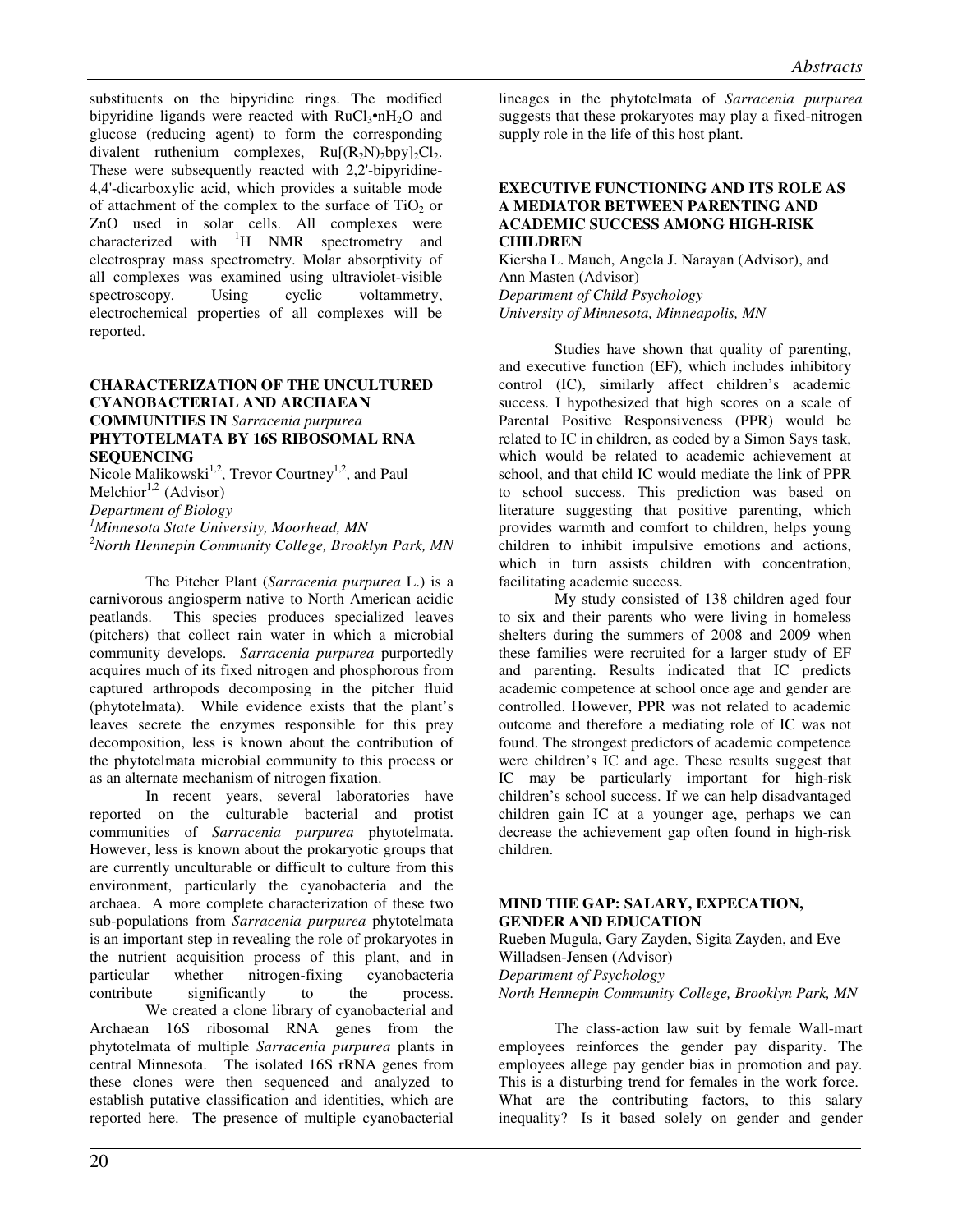substituents on the bipyridine rings. The modified bipyridine ligands were reacted with $RuCl_3 \cdot nH_2O$ and glucose (reducing agent) to form the corresponding divalent ruthenium complexes, $Ru[(R_2N)_2bpy]_2Cl_2$. These were subsequently reacted with 2,2'-bipyridine-4,4'-dicarboxylic acid, which provides a suitable mode of attachment of the complex to the surface of $TiO_2$ or ZnO used in solar cells. All complexes were characterized with $^1H$ NMR spectrometry and electrospray mass spectrometry. Molar absorptivity of all complexes was examined using ultraviolet-visible spectroscopy. Using cyclic voltammetry, electrochemical properties of all complexes will be reported.

### CHARACTERIZATION OF THE UNCULTURED CYANOBACTERIAL AND ARCHAEAN COMMUNITIES IN *Sarracenia purpurea* PHYTOTELMATA BY 16S RIBOSOMAL RNA SEQUENCING

Nicole Malikowski[1,2], Trevor Courtney[1,2], and Paul Melchior[1,2] (Advisor)
*Department of Biology*
*[1]Minnesota State University, Moorhead, MN*
*[2]North Hennepin Community College, Brooklyn Park, MN*

The Pitcher Plant (*Sarracenia purpurea* L.) is a carnivorous angiosperm native to North American acidic peatlands. This species produces specialized leaves (pitchers) that collect rain water in which a microbial community develops. *Sarracenia purpurea* purportedly acquires much of its fixed nitrogen and phosphorous from captured arthropods decomposing in the pitcher fluid (phytotelmata). While evidence exists that the plant's leaves secrete the enzymes responsible for this prey decomposition, less is known about the contribution of the phytotelmata microbial community to this process or as an alternate mechanism of nitrogen fixation.

In recent years, several laboratories have reported on the culturable bacterial and protist communities of *Sarracenia purpurea* phytotelmata. However, less is known about the prokaryotic groups that are currently unculturable or difficult to culture from this environment, particularly the cyanobacteria and the archaea. A more complete characterization of these two sub-populations from *Sarracenia purpurea* phytotelmata is an important step in revealing the role of prokaryotes in the nutrient acquisition process of this plant, and in particular whether nitrogen-fixing cyanobacteria contribute significantly to the process.

We created a clone library of cyanobacterial and Archaean 16S ribosomal RNA genes from the phytotelmata of multiple *Sarracenia purpurea* plants in central Minnesota. The isolated 16S rRNA genes from these clones were then sequenced and analyzed to establish putative classification and identities, which are reported here. The presence of multiple cyanobacterial lineages in the phytotelmata of *Sarracenia purpurea* suggests that these prokaryotes may play a fixed-nitrogen supply role in the life of this host plant.

### EXECUTIVE FUNCTIONING AND ITS ROLE AS A MEDIATOR BETWEEN PARENTING AND ACADEMIC SUCCESS AMONG HIGH-RISK CHILDREN

Kiersha L. Mauch, Angela J. Narayan (Advisor), and Ann Masten (Advisor)
*Department of Child Psychology*
*University of Minnesota, Minneapolis, MN*

Studies have shown that quality of parenting, and executive function (EF), which includes inhibitory control (IC), similarly affect children's academic success. I hypothesized that high scores on a scale of Parental Positive Responsiveness (PPR) would be related to IC in children, as coded by a Simon Says task, which would be related to academic achievement at school, and that child IC would mediate the link of PPR to school success. This prediction was based on literature suggesting that positive parenting, which provides warmth and comfort to children, helps young children to inhibit impulsive emotions and actions, which in turn assists children with concentration, facilitating academic success.

My study consisted of 138 children aged four to six and their parents who were living in homeless shelters during the summers of 2008 and 2009 when these families were recruited for a larger study of EF and parenting. Results indicated that IC predicts academic competence at school once age and gender are controlled. However, PPR was not related to academic outcome and therefore a mediating role of IC was not found. The strongest predictors of academic competence were children's IC and age. These results suggest that IC may be particularly important for high-risk children's school success. If we can help disadvantaged children gain IC at a younger age, perhaps we can decrease the achievement gap often found in high-risk children.

### MIND THE GAP: SALARY, EXPECATION, GENDER AND EDUCATION

Rueben Mugula, Gary Zayden, Sigita Zayden, and Eve Willadsen-Jensen (Advisor)
*Department of Psychology*
*North Hennepin Community College, Brooklyn Park, MN*

The class-action law suit by female Wall-mart employees reinforces the gender pay disparity. The employees allege pay gender bias in promotion and pay. This is a disturbing trend for females in the work force. What are the contributing factors, to this salary inequality? Is it based solely on gender and gender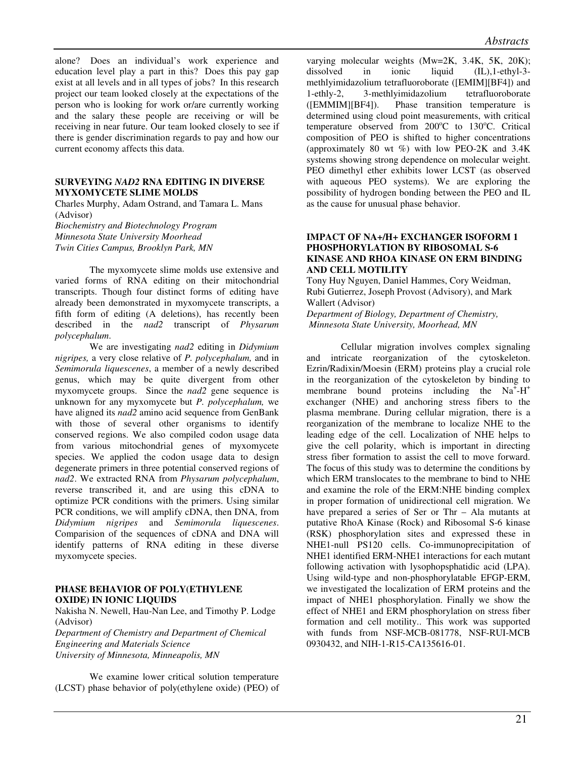alone? Does an individual's work experience and education level play a part in this? Does this pay gap exist at all levels and in all types of jobs? In this research project our team looked closely at the expectations of the person who is looking for work or/are currently working and the salary these people are receiving or will be receiving in near future. Our team looked closely to see if there is gender discrimination regards to pay and how our current economy affects this data.

### SURVEYING *NAD2* RNA EDITING IN DIVERSE MYXOMYCETE SLIME MOLDS

Charles Murphy, Adam Ostrand, and Tamara L. Mans (Advisor)
*Biochemistry and Biotechnology Program*
*Minnesota State University Moorhead*
*Twin Cities Campus, Brooklyn Park, MN*

The myxomycete slime molds use extensive and varied forms of RNA editing on their mitochondrial transcripts. Though four distinct forms of editing have already been demonstrated in myxomycete transcripts, a fifth form of editing (A deletions), has recently been described in the *nad2* transcript of *Physarum polycephalum*.

We are investigating *nad2* editing in *Didymium nigripes,* a very close relative of *P. polycephalum,* and in *Semimorula liquescenes*, a member of a newly described genus, which may be quite divergent from other myxomycete groups. Since the *nad2* gene sequence is unknown for any myxomycete but *P. polycephalum,* we have aligned its *nad2* amino acid sequence from GenBank with those of several other organisms to identify conserved regions. We also compiled codon usage data from various mitochondrial genes of myxomycete species. We applied the codon usage data to design degenerate primers in three potential conserved regions of *nad2*. We extracted RNA from *Physarum polycephalum*, reverse transcribed it, and are using this cDNA to optimize PCR conditions with the primers. Using similar PCR conditions, we will amplify cDNA, then DNA, from *Didymium nigripes* and *Semimorula liquescenes*. Comparision of the sequences of cDNA and DNA will identify patterns of RNA editing in these diverse myxomycete species.

### PHASE BEHAVIOR OF POLY(ETHYLENE OXIDE) IN IONIC LIQUIDS

Nakisha N. Newell, Hau-Nan Lee, and Timothy P. Lodge (Advisor)
*Department of Chemistry and Department of Chemical Engineering and Materials Science*
*University of Minnesota, Minneapolis, MN*

We examine lower critical solution temperature (LCST) phase behavior of poly(ethylene oxide) (PEO) of varying molecular weights (Mw=2K, 3.4K, 5K, 20K); dissolved in ionic liquid (IL),1-ethyl-3-methlyimidazolium tetrafluoroborate ([EMIM][BF4]) and 1-ethly-2, 3-methlyimidazolium tetrafluoroborate ([EMMIM][BF4]). Phase transition temperature is determined using cloud point measurements, with critical temperature observed from 200°C to 130°C. Critical composition of PEO is shifted to higher concentrations (approximately 80 wt %) with low PEO-2K and 3.4K systems showing strong dependence on molecular weight. PEO dimethyl ether exhibits lower LCST (as observed with aqueous PEO systems). We are exploring the possibility of hydrogen bonding between the PEO and IL as the cause for unusual phase behavior.

### IMPACT OF NA+/H+ EXCHANGER ISOFORM 1 PHOSPHORYLATION BY RIBOSOMAL S-6 KINASE AND RHOA KINASE ON ERM BINDING AND CELL MOTILITY

Tony Huy Nguyen, Daniel Hammes, Cory Weidman, Rubi Gutierrez, Joseph Provost (Advisory), and Mark Wallert (Advisor)
*Department of Biology, Department of Chemistry,*
*Minnesota State University, Moorhead, MN*

Cellular migration involves complex signaling and intricate reorganization of the cytoskeleton. Ezrin/Radixin/Moesin (ERM) proteins play a crucial role in the reorganization of the cytoskeleton by binding to membrane bound proteins including the $Na^{+}$-$H^{+}$ exchanger (NHE) and anchoring stress fibers to the plasma membrane. During cellular migration, there is a reorganization of the membrane to localize NHE to the leading edge of the cell. Localization of NHE helps to give the cell polarity, which is important in directing stress fiber formation to assist the cell to move forward. The focus of this study was to determine the conditions by which ERM translocates to the membrane to bind to NHE and examine the role of the ERM:NHE binding complex in proper formation of unidirectional cell migration. We have prepared a series of Ser or Thr – Ala mutants at putative RhoA Kinase (Rock) and Ribosomal S-6 kinase (RSK) phosphorylation sites and expressed these in NHE1-null PS120 cells. Co-immunoprecipitation of NHE1 identified ERM-NHE1 interactions for each mutant following activation with lysophopsphatidic acid (LPA). Using wild-type and non-phosphorylatable EFGP-ERM, we investigated the localization of ERM proteins and the impact of NHE1 phosphorylation. Finally we show the effect of NHE1 and ERM phosphorylation on stress fiber formation and cell motility.. This work was supported with funds from NSF-MCB-081778, NSF-RUI-MCB 0930432, and NIH-1-R15-CA135616-01.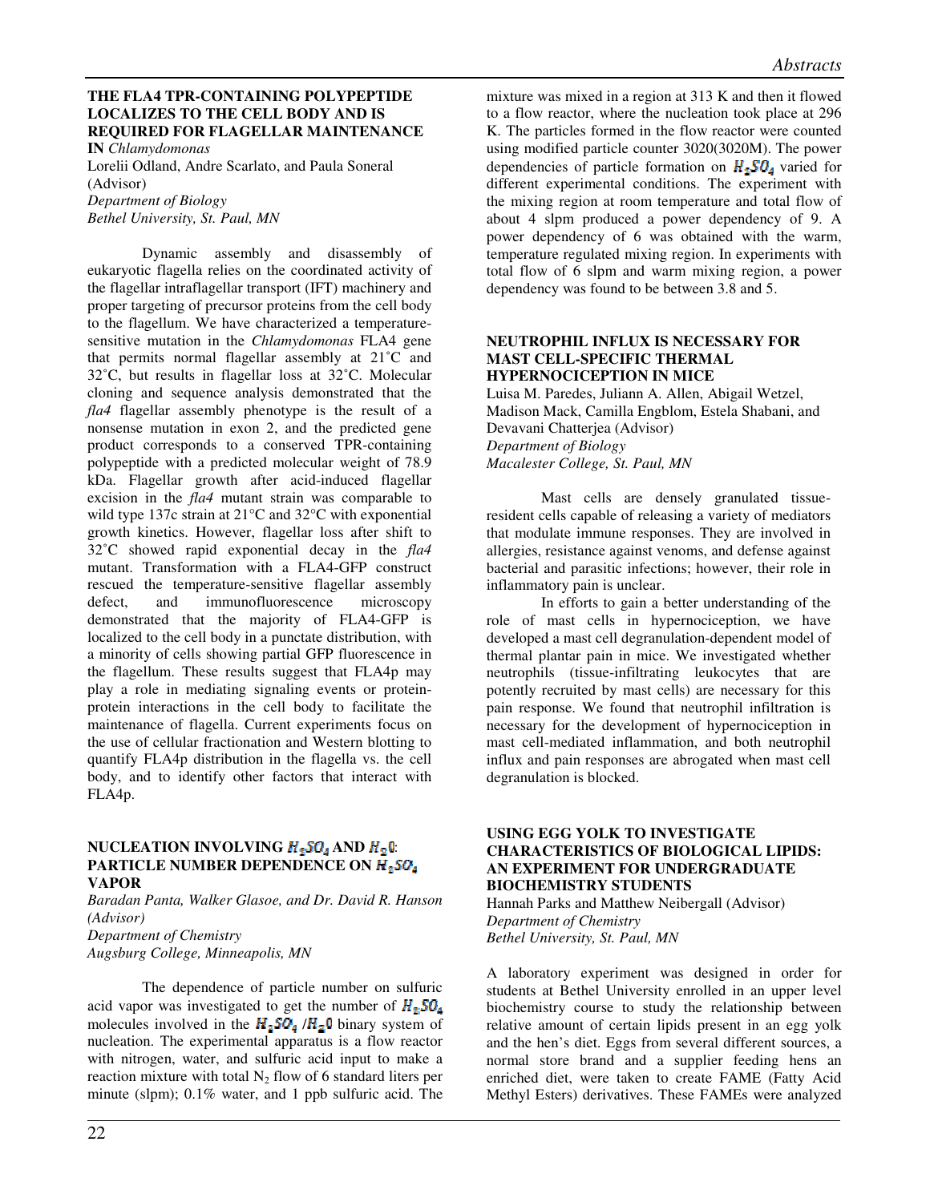### THE FLA4 TPR-CONTAINING POLYPEPTIDE LOCALIZES TO THE CELL BODY AND IS REQUIRED FOR FLAGELLAR MAINTENANCE IN *Chlamydomonas*

Lorelii Odland, Andre Scarlato, and Paula Soneral (Advisor)
*Department of Biology*
*Bethel University, St. Paul, MN*

Dynamic assembly and disassembly of eukaryotic flagella relies on the coordinated activity of the flagellar intraflagellar transport (IFT) machinery and proper targeting of precursor proteins from the cell body to the flagellum. We have characterized a temperature-sensitive mutation in the *Chlamydomonas* FLA4 gene that permits normal flagellar assembly at 21˚C and 32˚C, but results in flagellar loss at 32˚C. Molecular cloning and sequence analysis demonstrated that the *fla4* flagellar assembly phenotype is the result of a nonsense mutation in exon 2, and the predicted gene product corresponds to a conserved TPR-containing polypeptide with a predicted molecular weight of 78.9 kDa. Flagellar growth after acid-induced flagellar excision in the *fla4* mutant strain was comparable to wild type 137c strain at 21°C and 32°C with exponential growth kinetics. However, flagellar loss after shift to 32˚C showed rapid exponential decay in the *fla4* mutant. Transformation with a FLA4-GFP construct rescued the temperature-sensitive flagellar assembly defect, and immunofluorescence microscopy demonstrated that the majority of FLA4-GFP is localized to the cell body in a punctate distribution, with a minority of cells showing partial GFP fluorescence in the flagellum. These results suggest that FLA4p may play a role in mediating signaling events or protein-protein interactions in the cell body to facilitate the maintenance of flagella. Current experiments focus on the use of cellular fractionation and Western blotting to quantify FLA4p distribution in the flagella vs. the cell body, and to identify other factors that interact with FLA4p.

### NUCLEATION INVOLVING $H_2SO_4$ AND $H_2O$: PARTICLE NUMBER DEPENDENCE ON $H_2SO_4$ VAPOR

*Baradan Panta, Walker Glasoe, and Dr. David R. Hanson (Advisor)*
*Department of Chemistry*
*Augsburg College, Minneapolis, MN*

The dependence of particle number on sulfuric acid vapor was investigated to get the number of $H_2SO_4$ molecules involved in the $H_2SO_4$ /$H_2O$ binary system of nucleation. The experimental apparatus is a flow reactor with nitrogen, water, and sulfuric acid input to make a reaction mixture with total $N_2$ flow of 6 standard liters per minute (slpm); 0.1% water, and 1 ppb sulfuric acid. The mixture was mixed in a region at 313 K and then it flowed to a flow reactor, where the nucleation took place at 296 K. The particles formed in the flow reactor were counted using modified particle counter 3020(3020M). The power dependencies of particle formation on $H_2SO_4$ varied for different experimental conditions. The experiment with the mixing region at room temperature and total flow of about 4 slpm produced a power dependency of 9. A power dependency of 6 was obtained with the warm, temperature regulated mixing region. In experiments with total flow of 6 slpm and warm mixing region, a power dependency was found to be between 3.8 and 5.

### NEUTROPHIL INFLUX IS NECESSARY FOR MAST CELL-SPECIFIC THERMAL HYPERNOCICEPTION IN MICE

Luisa M. Paredes, Juliann A. Allen, Abigail Wetzel, Madison Mack, Camilla Engblom, Estela Shabani, and Devavani Chatterjea (Advisor)
*Department of Biology*
*Macalester College, St. Paul, MN*

Mast cells are densely granulated tissue-resident cells capable of releasing a variety of mediators that modulate immune responses. They are involved in allergies, resistance against venoms, and defense against bacterial and parasitic infections; however, their role in inflammatory pain is unclear.

In efforts to gain a better understanding of the role of mast cells in hypernociception, we have developed a mast cell degranulation-dependent model of thermal plantar pain in mice. We investigated whether neutrophils (tissue-infiltrating leukocytes that are potently recruited by mast cells) are necessary for this pain response. We found that neutrophil infiltration is necessary for the development of hypernociception in mast cell-mediated inflammation, and both neutrophil influx and pain responses are abrogated when mast cell degranulation is blocked.

### USING EGG YOLK TO INVESTIGATE CHARACTERISTICS OF BIOLOGICAL LIPIDS: AN EXPERIMENT FOR UNDERGRADUATE BIOCHEMISTRY STUDENTS

Hannah Parks and Matthew Neibergall (Advisor)
*Department of Chemistry*
*Bethel University, St. Paul, MN*

A laboratory experiment was designed in order for students at Bethel University enrolled in an upper level biochemistry course to study the relationship between relative amount of certain lipids present in an egg yolk and the hen's diet. Eggs from several different sources, a normal store brand and a supplier feeding hens an enriched diet, were taken to create FAME (Fatty Acid Methyl Esters) derivatives. These FAMEs were analyzed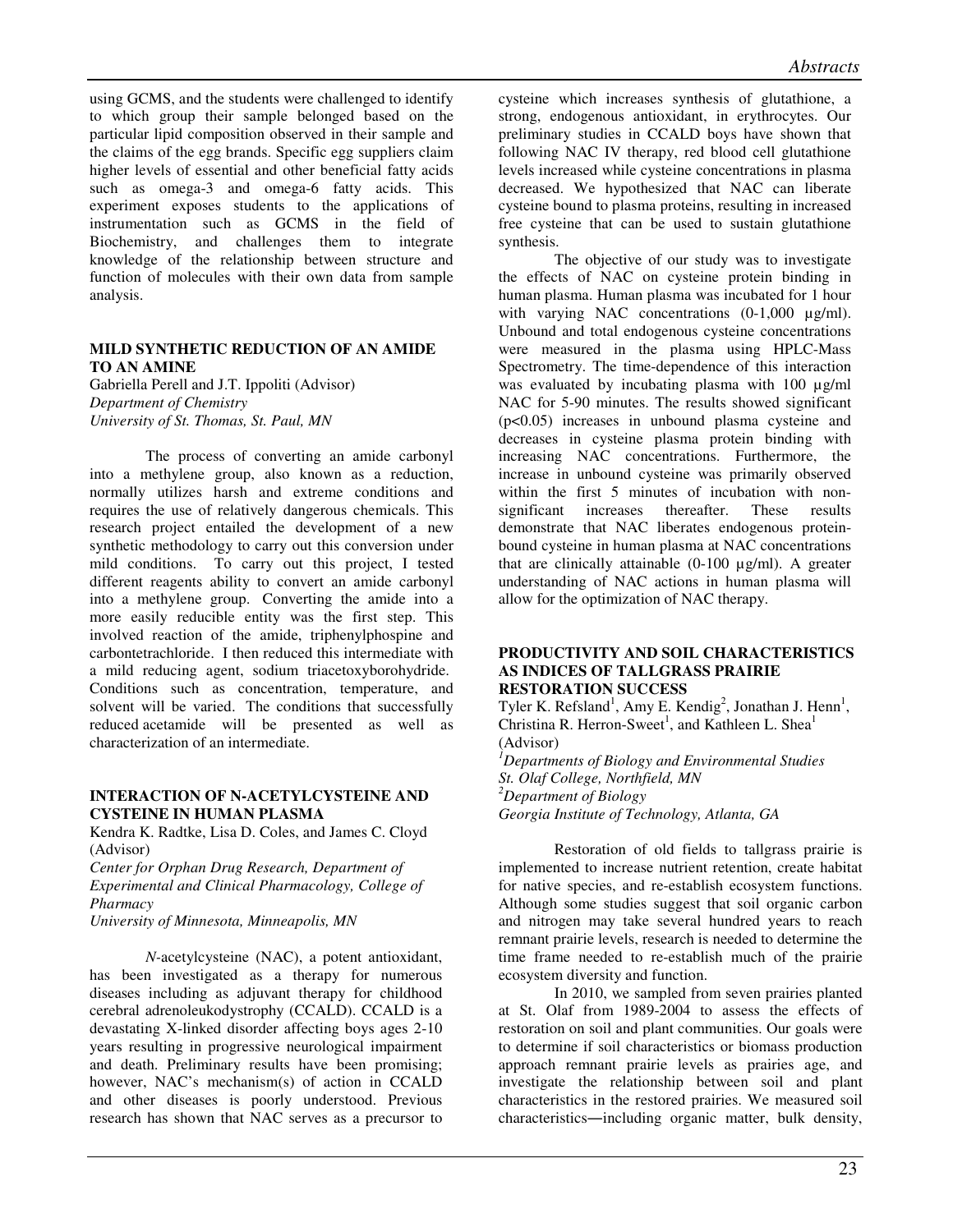using GCMS, and the students were challenged to identify to which group their sample belonged based on the particular lipid composition observed in their sample and the claims of the egg brands. Specific egg suppliers claim higher levels of essential and other beneficial fatty acids such as omega-3 and omega-6 fatty acids. This experiment exposes students to the applications of instrumentation such as GCMS in the field of Biochemistry, and challenges them to integrate knowledge of the relationship between structure and function of molecules with their own data from sample analysis.

### MILD SYNTHETIC REDUCTION OF AN AMIDE TO AN AMINE

Gabriella Perell and J.T. Ippoliti (Advisor)
*Department of Chemistry*
*University of St. Thomas, St. Paul, MN*

The process of converting an amide carbonyl into a methylene group, also known as a reduction, normally utilizes harsh and extreme conditions and requires the use of relatively dangerous chemicals. This research project entailed the development of a new synthetic methodology to carry out this conversion under mild conditions. To carry out this project, I tested different reagents ability to convert an amide carbonyl into a methylene group. Converting the amide into a more easily reducible entity was the first step. This involved reaction of the amide, triphenylphospine and carbontetrachloride. I then reduced this intermediate with a mild reducing agent, sodium triacetoxyborohydride. Conditions such as concentration, temperature, and solvent will be varied. The conditions that successfully reduced acetamide will be presented as well as characterization of an intermediate.

### INTERACTION OF N-ACETYLCYSTEINE AND CYSTEINE IN HUMAN PLASMA

Kendra K. Radtke, Lisa D. Coles, and James C. Cloyd (Advisor)
*Center for Orphan Drug Research, Department of Experimental and Clinical Pharmacology, College of Pharmacy*
*University of Minnesota, Minneapolis, MN*

*N*-acetylcysteine (NAC), a potent antioxidant, has been investigated as a therapy for numerous diseases including as adjuvant therapy for childhood cerebral adrenoleukodystrophy (CCALD). CCALD is a devastating X-linked disorder affecting boys ages 2-10 years resulting in progressive neurological impairment and death. Preliminary results have been promising; however, NAC's mechanism(s) of action in CCALD and other diseases is poorly understood. Previous research has shown that NAC serves as a precursor to cysteine which increases synthesis of glutathione, a strong, endogenous antioxidant, in erythrocytes. Our preliminary studies in CCALD boys have shown that following NAC IV therapy, red blood cell glutathione levels increased while cysteine concentrations in plasma decreased. We hypothesized that NAC can liberate cysteine bound to plasma proteins, resulting in increased free cysteine that can be used to sustain glutathione synthesis.

The objective of our study was to investigate the effects of NAC on cysteine protein binding in human plasma. Human plasma was incubated for 1 hour with varying NAC concentrations (0-1,000 µg/ml). Unbound and total endogenous cysteine concentrations were measured in the plasma using HPLC-Mass Spectrometry. The time-dependence of this interaction was evaluated by incubating plasma with 100 µg/ml NAC for 5-90 minutes. The results showed significant ($p<0.05$) increases in unbound plasma cysteine and decreases in cysteine plasma protein binding with increasing NAC concentrations. Furthermore, the increase in unbound cysteine was primarily observed within the first 5 minutes of incubation with non-significant increases thereafter. These results demonstrate that NAC liberates endogenous protein-bound cysteine in human plasma at NAC concentrations that are clinically attainable (0-100 µg/ml). A greater understanding of NAC actions in human plasma will allow for the optimization of NAC therapy.

### PRODUCTIVITY AND SOIL CHARACTERISTICS AS INDICES OF TALLGRASS PRAIRIE RESTORATION SUCCESS

Tyler K. Refsland[1], Amy E. Kendig[2], Jonathan J. Henn[1], Christina R. Herron-Sweet[1], and Kathleen L. Shea[1] (Advisor)
[1]*Departments of Biology and Environmental Studies*
*St. Olaf College, Northfield, MN*
[2]*Department of Biology*
*Georgia Institute of Technology, Atlanta, GA*

Restoration of old fields to tallgrass prairie is implemented to increase nutrient retention, create habitat for native species, and re-establish ecosystem functions. Although some studies suggest that soil organic carbon and nitrogen may take several hundred years to reach remnant prairie levels, research is needed to determine the time frame needed to re-establish much of the prairie ecosystem diversity and function.

In 2010, we sampled from seven prairies planted at St. Olaf from 1989-2004 to assess the effects of restoration on soil and plant communities. Our goals were to determine if soil characteristics or biomass production approach remnant prairie levels as prairies age, and investigate the relationship between soil and plant characteristics in the restored prairies. We measured soil characteristics—including organic matter, bulk density,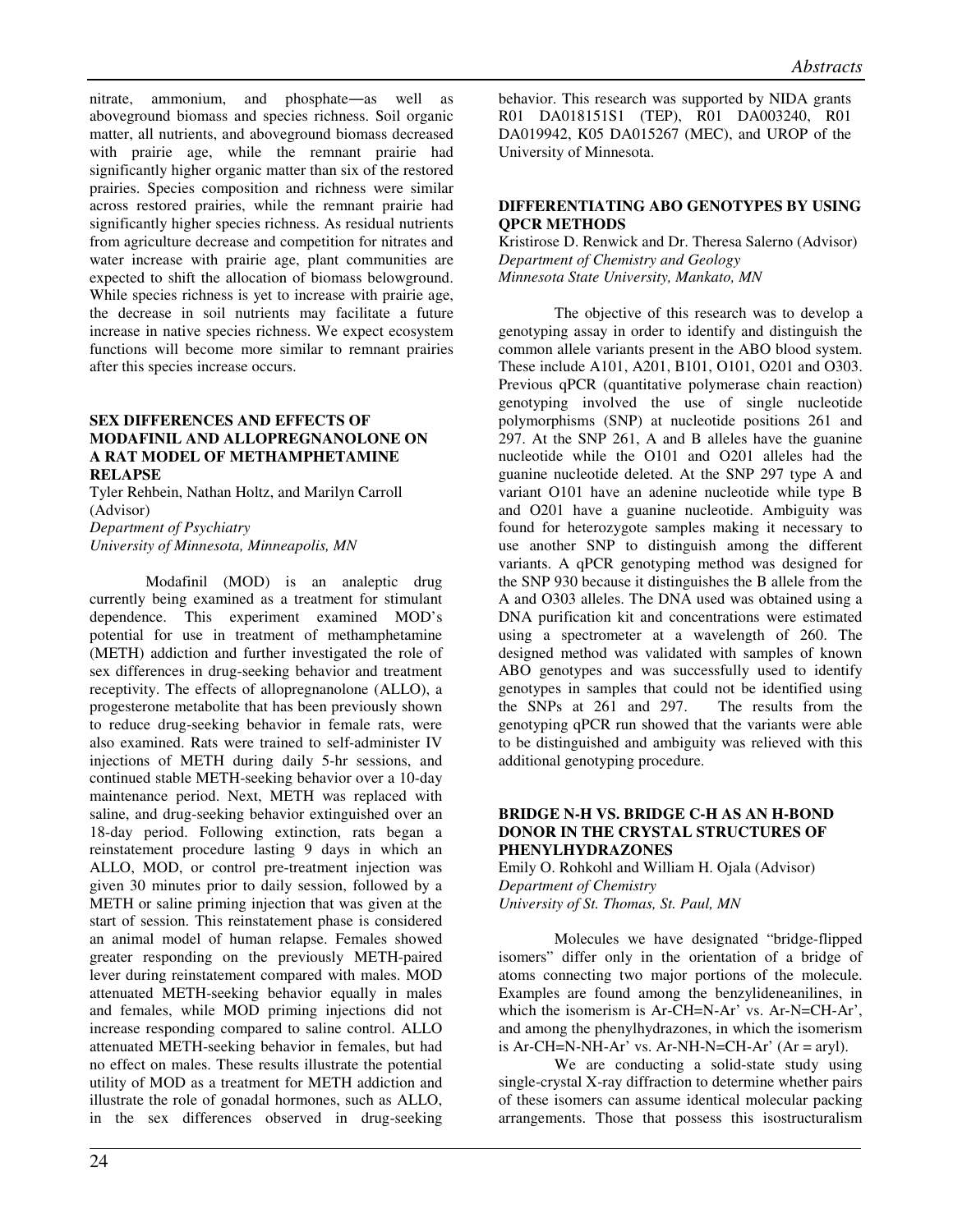nitrate, ammonium, and phosphate―as well as aboveground biomass and species richness. Soil organic matter, all nutrients, and aboveground biomass decreased with prairie age, while the remnant prairie had significantly higher organic matter than six of the restored prairies. Species composition and richness were similar across restored prairies, while the remnant prairie had significantly higher species richness. As residual nutrients from agriculture decrease and competition for nitrates and water increase with prairie age, plant communities are expected to shift the allocation of biomass belowground. While species richness is yet to increase with prairie age, the decrease in soil nutrients may facilitate a future increase in native species richness. We expect ecosystem functions will become more similar to remnant prairies after this species increase occurs.

### SEX DIFFERENCES AND EFFECTS OF MODAFINIL AND ALLOPREGNANOLONE ON A RAT MODEL OF METHAMPHETAMINE RELAPSE

Tyler Rehbein, Nathan Holtz, and Marilyn Carroll (Advisor)
*Department of Psychiatry*
*University of Minnesota, Minneapolis, MN*

Modafinil (MOD) is an analeptic drug currently being examined as a treatment for stimulant dependence. This experiment examined MOD's potential for use in treatment of methamphetamine (METH) addiction and further investigated the role of sex differences in drug-seeking behavior and treatment receptivity. The effects of allopregnanolone (ALLO), a progesterone metabolite that has been previously shown to reduce drug-seeking behavior in female rats, were also examined. Rats were trained to self-administer IV injections of METH during daily 5-hr sessions, and continued stable METH-seeking behavior over a 10-day maintenance period. Next, METH was replaced with saline, and drug-seeking behavior extinguished over an 18-day period. Following extinction, rats began a reinstatement procedure lasting 9 days in which an ALLO, MOD, or control pre-treatment injection was given 30 minutes prior to daily session, followed by a METH or saline priming injection that was given at the start of session. This reinstatement phase is considered an animal model of human relapse. Females showed greater responding on the previously METH-paired lever during reinstatement compared with males. MOD attenuated METH-seeking behavior equally in males and females, while MOD priming injections did not increase responding compared to saline control. ALLO attenuated METH-seeking behavior in females, but had no effect on males. These results illustrate the potential utility of MOD as a treatment for METH addiction and illustrate the role of gonadal hormones, such as ALLO, in the sex differences observed in drug-seeking behavior. This research was supported by NIDA grants R01 DA018151S1 (TEP), R01 DA003240, R01 DA019942, K05 DA015267 (MEC), and UROP of the University of Minnesota.

### DIFFERENTIATING ABO GENOTYPES BY USING QPCR METHODS

Kristirose D. Renwick and Dr. Theresa Salerno (Advisor)
*Department of Chemistry and Geology*
*Minnesota State University, Mankato, MN*

The objective of this research was to develop a genotyping assay in order to identify and distinguish the common allele variants present in the ABO blood system. These include A101, A201, B101, O101, O201 and O303. Previous qPCR (quantitative polymerase chain reaction) genotyping involved the use of single nucleotide polymorphisms (SNP) at nucleotide positions 261 and 297. At the SNP 261, A and B alleles have the guanine nucleotide while the O101 and O201 alleles had the guanine nucleotide deleted. At the SNP 297 type A and variant O101 have an adenine nucleotide while type B and O201 have a guanine nucleotide. Ambiguity was found for heterozygote samples making it necessary to use another SNP to distinguish among the different variants. A qPCR genotyping method was designed for the SNP 930 because it distinguishes the B allele from the A and O303 alleles. The DNA used was obtained using a DNA purification kit and concentrations were estimated using a spectrometer at a wavelength of 260. The designed method was validated with samples of known ABO genotypes and was successfully used to identify genotypes in samples that could not be identified using the SNPs at 261 and 297. The results from the genotyping qPCR run showed that the variants were able to be distinguished and ambiguity was relieved with this additional genotyping procedure.

### BRIDGE N-H VS. BRIDGE C-H AS AN H-BOND DONOR IN THE CRYSTAL STRUCTURES OF PHENYLHYDRAZONES

Emily O. Rohkohl and William H. Ojala (Advisor)
*Department of Chemistry*
*University of St. Thomas, St. Paul, MN*

Molecules we have designated "bridge-flipped isomers" differ only in the orientation of a bridge of atoms connecting two major portions of the molecule. Examples are found among the benzylideneanilines, in which the isomerism is Ar-CH=N-Ar' vs. Ar-N=CH-Ar', and among the phenylhydrazones, in which the isomerism is Ar-CH=N-NH-Ar' vs. Ar-NH-N=CH-Ar' (Ar = aryl).

We are conducting a solid-state study using single-crystal X-ray diffraction to determine whether pairs of these isomers can assume identical molecular packing arrangements. Those that possess this isostructuralism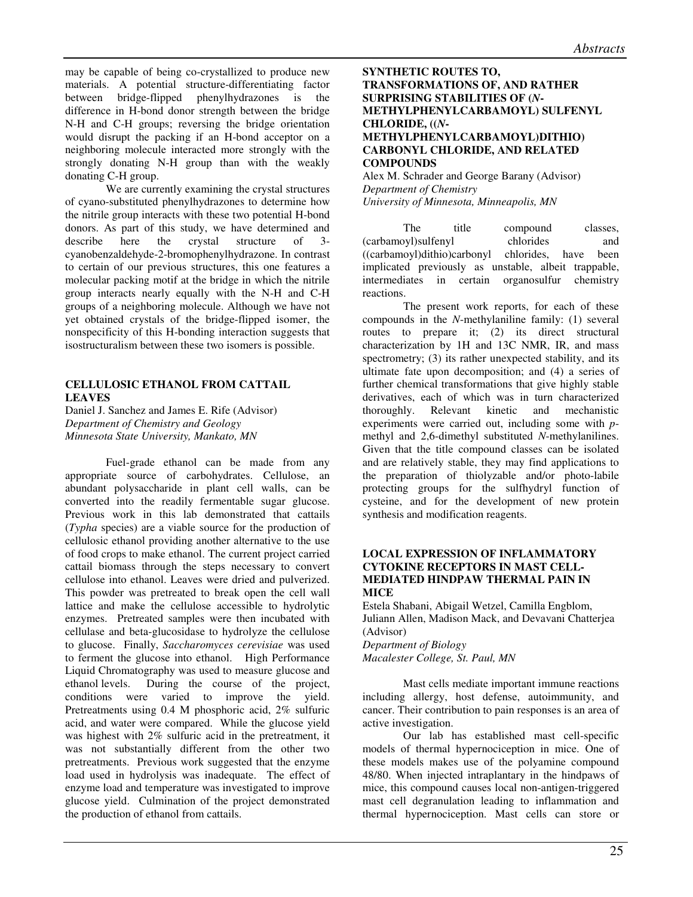may be capable of being co-crystallized to produce new materials. A potential structure-differentiating factor between bridge-flipped phenylhydrazones is the difference in H-bond donor strength between the bridge N-H and C-H groups; reversing the bridge orientation would disrupt the packing if an H-bond acceptor on a neighboring molecule interacted more strongly with the strongly donating N-H group than with the weakly donating C-H group.

We are currently examining the crystal structures of cyano-substituted phenylhydrazones to determine how the nitrile group interacts with these two potential H-bond donors. As part of this study, we have determined and describe here the crystal structure of 3-cyanobenzaldehyde-2-bromophenylhydrazone. In contrast to certain of our previous structures, this one features a molecular packing motif at the bridge in which the nitrile group interacts nearly equally with the N-H and C-H groups of a neighboring molecule. Although we have not yet obtained crystals of the bridge-flipped isomer, the nonspecificity of this H-bonding interaction suggests that isostructuralism between these two isomers is possible.

## CELLULOSIC ETHANOL FROM CATTAIL LEAVES

Daniel J. Sanchez and James E. Rife (Advisor)
*Department of Chemistry and Geology*
*Minnesota State University, Mankato, MN*

Fuel-grade ethanol can be made from any appropriate source of carbohydrates. Cellulose, an abundant polysaccharide in plant cell walls, can be converted into the readily fermentable sugar glucose. Previous work in this lab demonstrated that cattails (*Typha* species) are a viable source for the production of cellulosic ethanol providing another alternative to the use of food crops to make ethanol. The current project carried cattail biomass through the steps necessary to convert cellulose into ethanol. Leaves were dried and pulverized. This powder was pretreated to break open the cell wall lattice and make the cellulose accessible to hydrolytic enzymes. Pretreated samples were then incubated with cellulase and beta-glucosidase to hydrolyze the cellulose to glucose. Finally, *Saccharomyces cerevisiae* was used to ferment the glucose into ethanol. High Performance Liquid Chromatography was used to measure glucose and ethanol levels. During the course of the project, conditions were varied to improve the yield. Pretreatments using 0.4 M phosphoric acid, 2% sulfuric acid, and water were compared. While the glucose yield was highest with 2% sulfuric acid in the pretreatment, it was not substantially different from the other two pretreatments. Previous work suggested that the enzyme load used in hydrolysis was inadequate. The effect of enzyme load and temperature was investigated to improve glucose yield. Culmination of the project demonstrated the production of ethanol from cattails.

## SYNTHETIC ROUTES TO, TRANSFORMATIONS OF, AND RATHER SURPRISING STABILITIES OF (*N*-METHYLPHENYLCARBAMOYL) SULFENYL CHLORIDE, ((*N*-METHYLPHENYLCARBAMOYL)DITHIO) CARBONYL CHLORIDE, AND RELATED COMPOUNDS

Alex M. Schrader and George Barany (Advisor)
*Department of Chemistry*
*University of Minnesota, Minneapolis, MN*

The title compound classes, (carbamoyl)sulfenyl chlorides and ((carbamoyl)dithio)carbonyl chlorides, have been implicated previously as unstable, albeit trappable, intermediates in certain organosulfur chemistry reactions.

The present work reports, for each of these compounds in the *N*-methylaniline family: (1) several routes to prepare it; (2) its direct structural characterization by 1H and 13C NMR, IR, and mass spectrometry; (3) its rather unexpected stability, and its ultimate fate upon decomposition; and (4) a series of further chemical transformations that give highly stable derivatives, each of which was in turn characterized thoroughly. Relevant kinetic and mechanistic experiments were carried out, including some with *p*-methyl and 2,6-dimethyl substituted *N*-methylanilines. Given that the title compound classes can be isolated and are relatively stable, they may find applications to the preparation of thiolyzable and/or photo-labile protecting groups for the sulfhydryl function of cysteine, and for the development of new protein synthesis and modification reagents.

## LOCAL EXPRESSION OF INFLAMMATORY CYTOKINE RECEPTORS IN MAST CELL-MEDIATED HINDPAW THERMAL PAIN IN MICE

Estela Shabani, Abigail Wetzel, Camilla Engblom, Juliann Allen, Madison Mack, and Devavani Chatterjea (Advisor)
*Department of Biology*
*Macalester College, St. Paul, MN*

Mast cells mediate important immune reactions including allergy, host defense, autoimmunity, and cancer. Their contribution to pain responses is an area of active investigation.

Our lab has established mast cell-specific models of thermal hypernociception in mice. One of these models makes use of the polyamine compound 48/80. When injected intraplantary in the hindpaws of mice, this compound causes local non-antigen-triggered mast cell degranulation leading to inflammation and thermal hypernociception. Mast cells can store or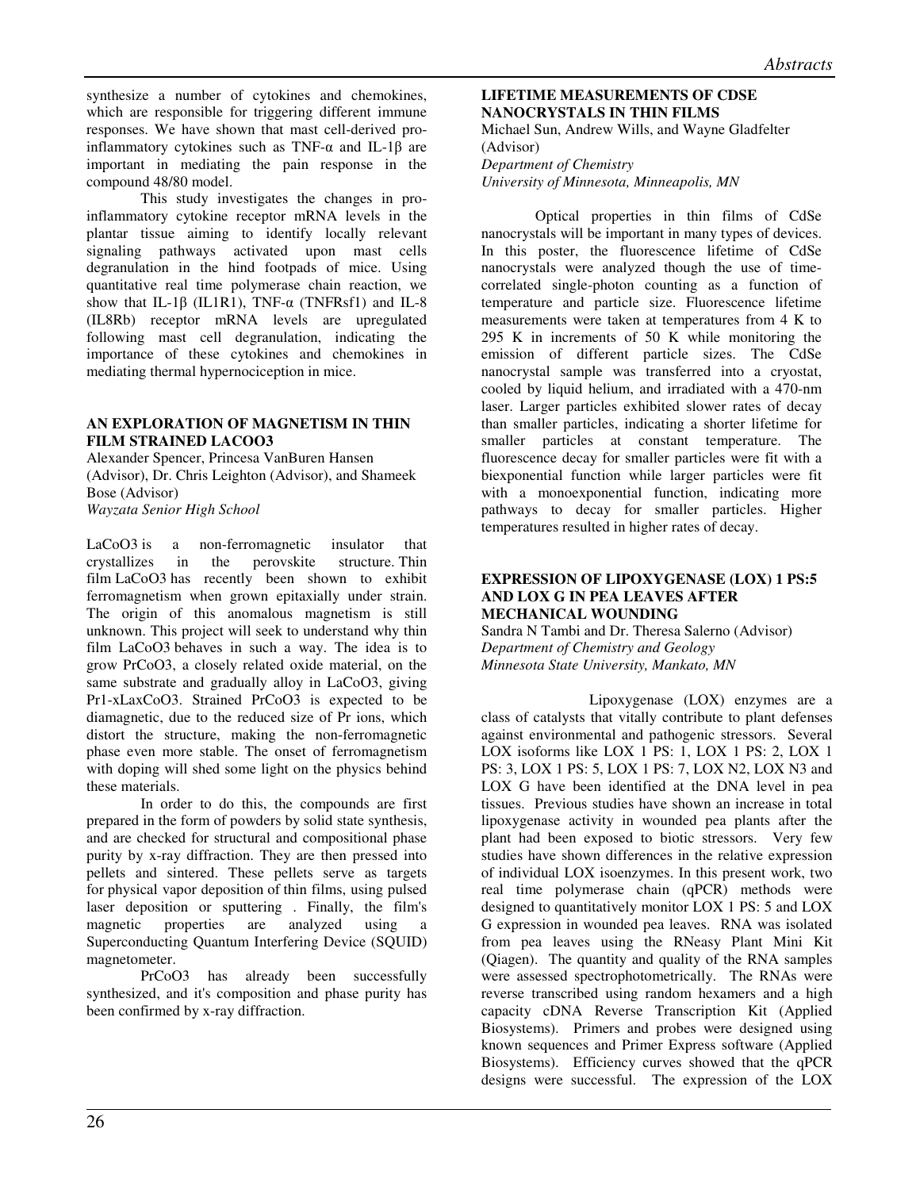synthesize a number of cytokines and chemokines, which are responsible for triggering different immune responses. We have shown that mast cell-derived pro-inflammatory cytokines such as TNF-α and IL-1β are important in mediating the pain response in the compound 48/80 model.

This study investigates the changes in pro-inflammatory cytokine receptor mRNA levels in the plantar tissue aiming to identify locally relevant signaling pathways activated upon mast cells degranulation in the hind footpads of mice. Using quantitative real time polymerase chain reaction, we show that IL-1β (IL1R1), TNF-α (TNFRsf1) and IL-8 (IL8Rb) receptor mRNA levels are upregulated following mast cell degranulation, indicating the importance of these cytokines and chemokines in mediating thermal hypernociception in mice.

### AN EXPLORATION OF MAGNETISM IN THIN FILM STRAINED LACOO3

Alexander Spencer, Princesa VanBuren Hansen (Advisor), Dr. Chris Leighton (Advisor), and Shameek Bose (Advisor)
*Wayzata Senior High School*

$LaCoO_3$ is a non-ferromagnetic insulator that crystallizes in the perovskite structure. Thin film $LaCoO_3$ has recently been shown to exhibit ferromagnetism when grown epitaxially under strain. The origin of this anomalous magnetism is still unknown. This project will seek to understand why thin film $LaCoO_3$ behaves in such a way. The idea is to grow $PrCoO_3$, a closely related oxide material, on the same substrate and gradually alloy in $LaCoO_3$, giving $Pr_{1-x}La_xCoO_3$. Strained $PrCoO_3$ is expected to be diamagnetic, due to the reduced size of Pr ions, which distort the structure, making the non-ferromagnetic phase even more stable. The onset of ferromagnetism with doping will shed some light on the physics behind these materials.

In order to do this, the compounds are first prepared in the form of powders by solid state synthesis, and are checked for structural and compositional phase purity by x-ray diffraction. They are then pressed into pellets and sintered. These pellets serve as targets for physical vapor deposition of thin films, using pulsed laser deposition or sputtering . Finally, the film's magnetic properties are analyzed using a Superconducting Quantum Interfering Device (SQUID) magnetometer.

$PrCoO_3$ has already been successfully synthesized, and it's composition and phase purity has been confirmed by x-ray diffraction.

### LIFETIME MEASUREMENTS OF CDSE NANOCRYSTALS IN THIN FILMS

Michael Sun, Andrew Wills, and Wayne Gladfelter (Advisor)
*Department of Chemistry*
*University of Minnesota, Minneapolis, MN*

Optical properties in thin films of CdSe nanocrystals will be important in many types of devices. In this poster, the fluorescence lifetime of CdSe nanocrystals were analyzed though the use of time-correlated single-photon counting as a function of temperature and particle size. Fluorescence lifetime measurements were taken at temperatures from 4 K to 295 K in increments of 50 K while monitoring the emission of different particle sizes. The CdSe nanocrystal sample was transferred into a cryostat, cooled by liquid helium, and irradiated with a 470-nm laser. Larger particles exhibited slower rates of decay than smaller particles, indicating a shorter lifetime for smaller particles at constant temperature. The fluorescence decay for smaller particles were fit with a biexponential function while larger particles were fit with a monoexponential function, indicating more pathways to decay for smaller particles. Higher temperatures resulted in higher rates of decay.

### EXPRESSION OF LIPOXYGENASE (LOX) 1 PS:5 AND LOX G IN PEA LEAVES AFTER MECHANICAL WOUNDING

Sandra N Tambi and Dr. Theresa Salerno (Advisor)
*Department of Chemistry and Geology*
*Minnesota State University, Mankato, MN*

Lipoxygenase (LOX) enzymes are a class of catalysts that vitally contribute to plant defenses against environmental and pathogenic stressors. Several LOX isoforms like LOX 1 PS: 1, LOX 1 PS: 2, LOX 1 PS: 3, LOX 1 PS: 5, LOX 1 PS: 7, LOX N2, LOX N3 and LOX G have been identified at the DNA level in pea tissues. Previous studies have shown an increase in total lipoxygenase activity in wounded pea plants after the plant had been exposed to biotic stressors. Very few studies have shown differences in the relative expression of individual LOX isoenzymes. In this present work, two real time polymerase chain (qPCR) methods were designed to quantitatively monitor LOX 1 PS: 5 and LOX G expression in wounded pea leaves. RNA was isolated from pea leaves using the RNeasy Plant Mini Kit (Qiagen). The quantity and quality of the RNA samples were assessed spectrophotometrically. The RNAs were reverse transcribed using random hexamers and a high capacity cDNA Reverse Transcription Kit (Applied Biosystems). Primers and probes were designed using known sequences and Primer Express software (Applied Biosystems). Efficiency curves showed that the qPCR designs were successful. The expression of the LOX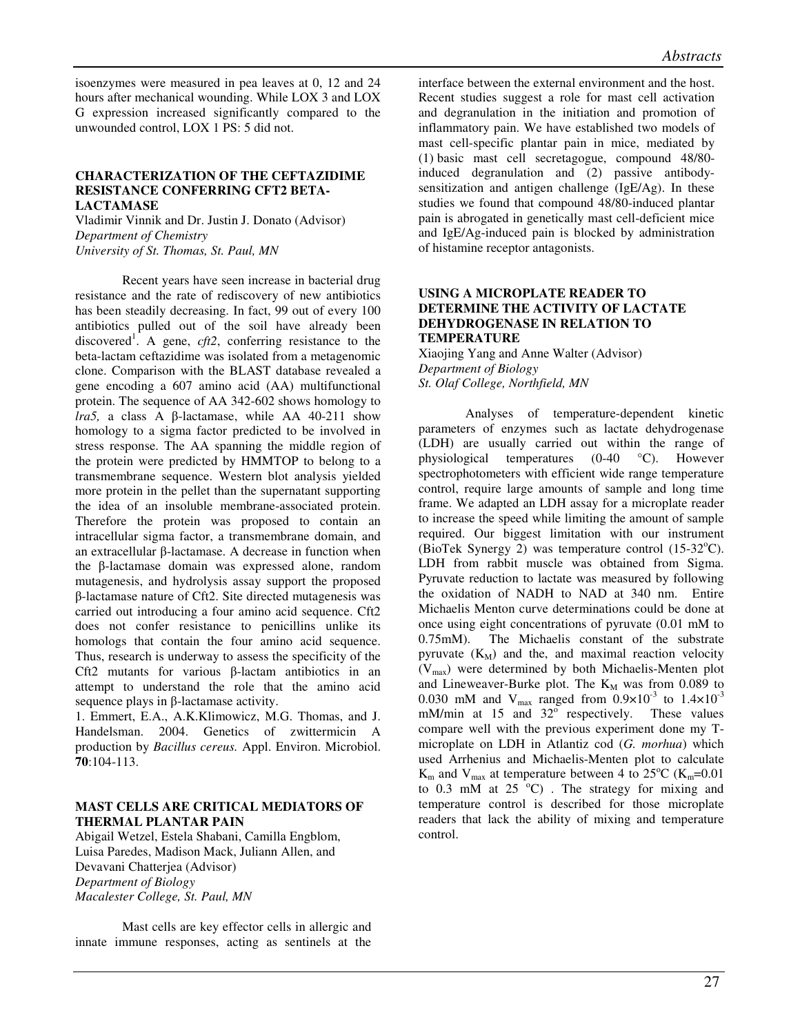isoenzymes were measured in pea leaves at 0, 12 and 24 hours after mechanical wounding. While LOX 3 and LOX G expression increased significantly compared to the unwounded control, LOX 1 PS: 5 did not.

### CHARACTERIZATION OF THE CEFTAZIDIME RESISTANCE CONFERRING CFT2 BETA-LACTAMASE

Vladimir Vinnik and Dr. Justin J. Donato (Advisor)
*Department of Chemistry*
*University of St. Thomas, St. Paul, MN*

Recent years have seen increase in bacterial drug resistance and the rate of rediscovery of new antibiotics has been steadily decreasing. In fact, 99 out of every 100 antibiotics pulled out of the soil have already been discovered[1]. A gene, *cft2*, conferring resistance to the beta-lactam ceftazidime was isolated from a metagenomic clone. Comparison with the BLAST database revealed a gene encoding a 607 amino acid (AA) multifunctional protein. The sequence of AA 342-602 shows homology to *lra5,* a class A β-lactamase, while AA 40-211 show homology to a sigma factor predicted to be involved in stress response. The AA spanning the middle region of the protein were predicted by HMMTOP to belong to a transmembrane sequence. Western blot analysis yielded more protein in the pellet than the supernatant supporting the idea of an insoluble membrane-associated protein. Therefore the protein was proposed to contain an intracellular sigma factor, a transmembrane domain, and an extracellular β-lactamase. A decrease in function when the β-lactamase domain was expressed alone, random mutagenesis, and hydrolysis assay support the proposed β-lactamase nature of Cft2. Site directed mutagenesis was carried out introducing a four amino acid sequence. Cft2 does not confer resistance to penicillins unlike its homologs that contain the four amino acid sequence. Thus, research is underway to assess the specificity of the Cft2 mutants for various β-lactam antibiotics in an attempt to understand the role that the amino acid sequence plays in β-lactamase activity.

1. Emmert, E.A., A.K.Klimowicz, M.G. Thomas, and J. Handelsman. 2004. Genetics of zwittermicin A production by *Bacillus cereus.* Appl. Environ. Microbiol. **70**:104-113.

### MAST CELLS ARE CRITICAL MEDIATORS OF THERMAL PLANTAR PAIN

Abigail Wetzel, Estela Shabani, Camilla Engblom, Luisa Paredes, Madison Mack, Juliann Allen, and Devavani Chatterjea (Advisor)
*Department of Biology*
*Macalester College, St. Paul, MN*

Mast cells are key effector cells in allergic and innate immune responses, acting as sentinels at the interface between the external environment and the host. Recent studies suggest a role for mast cell activation and degranulation in the initiation and promotion of inflammatory pain. We have established two models of mast cell-specific plantar pain in mice, mediated by (1) basic mast cell secretagogue, compound 48/80-induced degranulation and (2) passive antibody-sensitization and antigen challenge (IgE/Ag). In these studies we found that compound 48/80-induced plantar pain is abrogated in genetically mast cell-deficient mice and IgE/Ag-induced pain is blocked by administration of histamine receptor antagonists.

### USING A MICROPLATE READER TO DETERMINE THE ACTIVITY OF LACTATE DEHYDROGENASE IN RELATION TO TEMPERATURE

Xiaojing Yang and Anne Walter (Advisor)
*Department of Biology*
*St. Olaf College, Northfield, MN*

Analyses of temperature-dependent kinetic parameters of enzymes such as lactate dehydrogenase (LDH) are usually carried out within the range of physiological temperatures (0-40 °C). However spectrophotometers with efficient wide range temperature control, require large amounts of sample and long time frame. We adapted an LDH assay for a microplate reader to increase the speed while limiting the amount of sample required. Our biggest limitation with our instrument (BioTek Synergy 2) was temperature control (15-32°C). LDH from rabbit muscle was obtained from Sigma. Pyruvate reduction to lactate was measured by following the oxidation of NADH to NAD at 340 nm. Entire Michaelis Menton curve determinations could be done at once using eight concentrations of pyruvate (0.01 mM to 0.75mM). The Michaelis constant of the substrate pyruvate ($K_M$) and the, and maximal reaction velocity ($V_{max}$) were determined by both Michaelis-Menten plot and Lineweaver-Burke plot. The $K_M$ was from 0.089 to 0.030 mM and $V_{max}$ ranged from $0.9 \times 10^{-3}$ to $1.4 \times 10^{-3}$ mM/min at 15 and 32° respectively. These values compare well with the previous experiment done my T-microplate on LDH in Atlantiz cod (*G. morhua*) which used Arrhenius and Michaelis-Menten plot to calculate $K_m$ and $V_{max}$ at temperature between 4 to 25°C ($K_m$=0.01 to 0.3 mM at 25 °C) . The strategy for mixing and temperature control is described for those microplate readers that lack the ability of mixing and temperature control.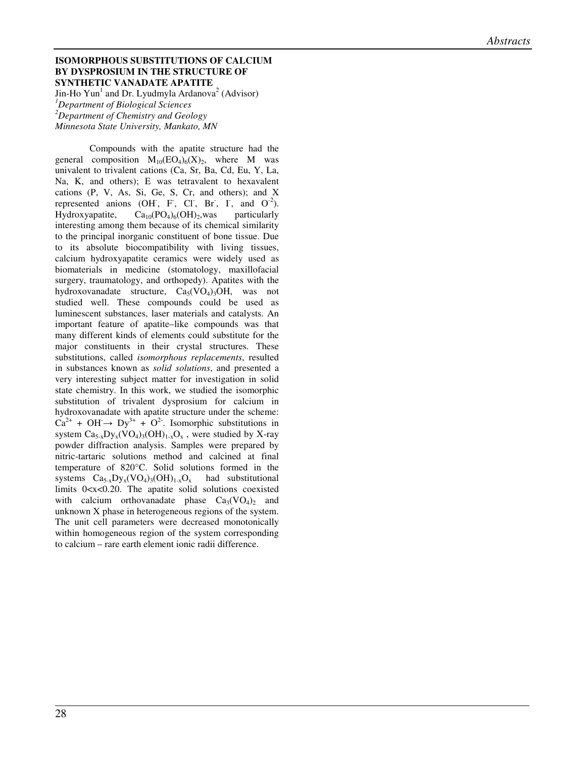## ISOMORPHOUS SUBSTITUTIONS OF CALCIUM BY DYSPROSIUM IN THE STRUCTURE OF SYNTHETIC VANADATE APATITE

Jin-Ho Yun[1] and Dr. Lyudmyla Ardanova[2] (Advisor)
*[1]Department of Biological Sciences*
*[2]Department of Chemistry and Geology*
*Minnesota State University, Mankato, MN*

Compounds with the apatite structure had the general composition $M_{10}(EO_4)_6(X)_2$, where M was univalent to trivalent cations (Ca, Sr, Ba, Cd, Eu, Y, La, Na, K, and others); E was tetravalent to hexavalent cations (P, V, As, Si, Ge, S, Cr, and others); and X represented anions ($OH^-$, $F^-$, $Cl^-$, $Br^-$, $I^-$, and $O^{-2}$). Hydroxyapatite, $Ca_{10}(PO_4)_6(OH)_2$,was particularly interesting among them because of its chemical similarity to the principal inorganic constituent of bone tissue. Due to its absolute biocompatibility with living tissues, calcium hydroxyapatite ceramics were widely used as biomaterials in medicine (stomatology, maxillofacial surgery, traumatology, and orthopedy). Apatites with the hydroxovanadate structure, $Ca_5(VO_4)_3OH$, was not studied well. These compounds could be used as luminescent substances, laser materials and catalyst. An important feature of apatite–like compounds was that many different kinds of elements could substitute for the major constituents in their crystal structures. These substitutions, called *isomorphous replacements*, resulted in substances known as *solid solutions*, and presented a very interesting subject matter for investigation in solid state chemistry. In this work, we studied the isomorphic substitution of trivalent dysprosium for calcium in hydroxovanadate with apatite structure under the scheme: $Ca^{2+} + OH^- \rightarrow Dy^{3+} + O^{2-}$. Isomorphic substitutions in system $Ca_{5-x}Dy_x(VO_4)_3(OH)_{1-x}O_x$ , were studied by X-ray powder diffraction analysis. Samples were prepared by nitric-tartaric solutions method and calcined at final temperature of 820°C. Solid solutions formed in the systems $Ca_{5-x}Dy_x(VO_4)_3(OH)_{1-x}O_x$ had substitutional limits $0<x<0.20$. The apatite solid solutions coexisted with calcium orthovanadate phase $Ca_3(VO_4)_2$ and unknown X phase in heterogeneous regions of the system. The unit cell parameters were decreased monotonically within homogeneous region of the system corresponding to calcium – rare earth element ionic radii difference.